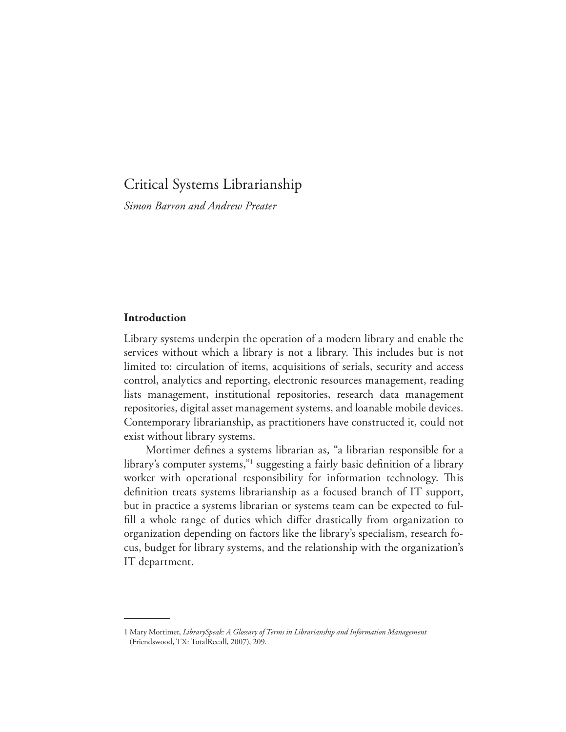# Critical Systems Librarianship

*Simon Barron and Andrew Preater*

## Introduction

Library systems underpin the operation of a modern library and enable the services without which a library is not a library. This includes but is not limited to: circulation of items, acquisitions of serials, security and access control, analytics and reporting, electronic resources management, reading lists management, institutional repositories, research data management repositories, digital asset management systems, and loanable mobile devices. Contemporary librarianship, as practitioners have constructed it, could not exist without library systems.

Mortimer defines a systems librarian as, "a librarian responsible for a library's computer systems,"[1] suggesting a fairly basic definition of a library worker with operational responsibility for information technology. This definition treats systems librarianship as a focused branch of IT support, but in practice a systems librarian or systems team can be expected to fulfill a whole range of duties which differ drastically from organization to organization depending on factors like the library's specialism, research focus, budget for library systems, and the relationship with the organization's IT department.

---

1 Mary Mortimer, *LibrarySpeak: A Glossary of Terms in Librarianship and Information Management* (Friendswood, TX: TotalRecall, 2007), 209.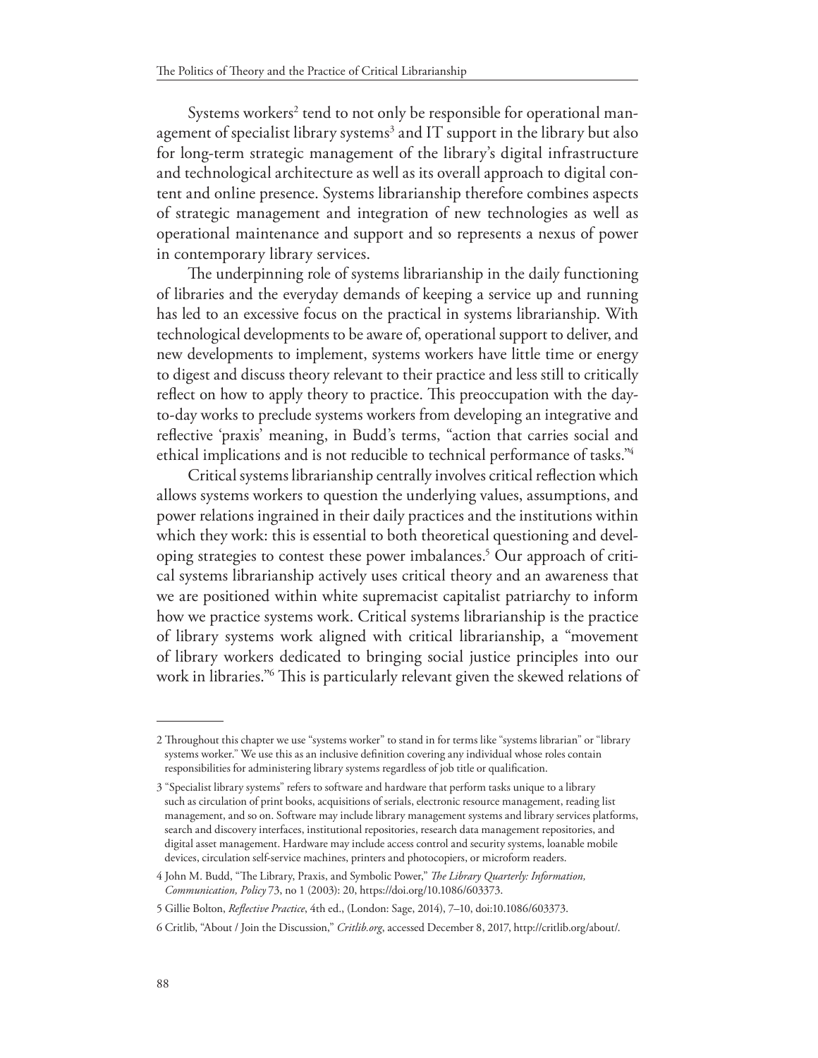Systems workers[2] tend to not only be responsible for operational management of specialist library systems[3] and IT support in the library but also for long-term strategic management of the library's digital infrastructure and technological architecture as well as its overall approach to digital content and online presence. Systems librarianship therefore combines aspects of strategic management and integration of new technologies as well as operational maintenance and support and so represents a nexus of power in contemporary library services.

The underpinning role of systems librarianship in the daily functioning of libraries and the everyday demands of keeping a service up and running has led to an excessive focus on the practical in systems librarianship. With technological developments to be aware of, operational support to deliver, and new developments to implement, systems workers have little time or energy to digest and discuss theory relevant to their practice and less still to critically reflect on how to apply theory to practice. This preoccupation with the day-to-day works to preclude systems workers from developing an integrative and reflective 'praxis' meaning, in Budd's terms, "action that carries social and ethical implications and is not reducible to technical performance of tasks."[4]

Critical systems librarianship centrally involves critical reflection which allows systems workers to question the underlying values, assumptions, and power relations ingrained in their daily practices and the institutions within which they work: this is essential to both theoretical questioning and developing strategies to contest these power imbalances.[5] Our approach of critical systems librarianship actively uses critical theory and an awareness that we are positioned within white supremacist capitalist patriarchy to inform how we practice systems work. Critical systems librarianship is the practice of library systems work aligned with critical librarianship, a "movement of library workers dedicated to bringing social justice principles into our work in libraries."[6] This is particularly relevant given the skewed relations of

---

2 Throughout this chapter we use "systems worker" to stand in for terms like "systems librarian" or "library systems worker." We use this as an inclusive definition covering any individual whose roles contain responsibilities for administering library systems regardless of job title or qualification.

3 "Specialist library systems" refers to software and hardware that perform tasks unique to a library such as circulation of print books, acquisitions of serials, electronic resource management, reading list management, and so on. Software may include library management systems and library services platforms, search and discovery interfaces, institutional repositories, research data management repositories, and digital asset management. Hardware may include access control and security systems, loanable mobile devices, circulation self-service machines, printers and photocopiers, or microform readers.

4 John M. Budd, "The Library, Praxis, and Symbolic Power," *The Library Quarterly: Information, Communication, Policy* 73, no 1 (2003): 20, https://doi.org/10.1086/603373.

5 Gillie Bolton, *Reflective Practice*, 4th ed., (London: Sage, 2014), 7–10, doi:10.1086/603373.

6 Critlib, "About / Join the Discussion," *Critlib.org*, accessed December 8, 2017, http://critlib.org/about/.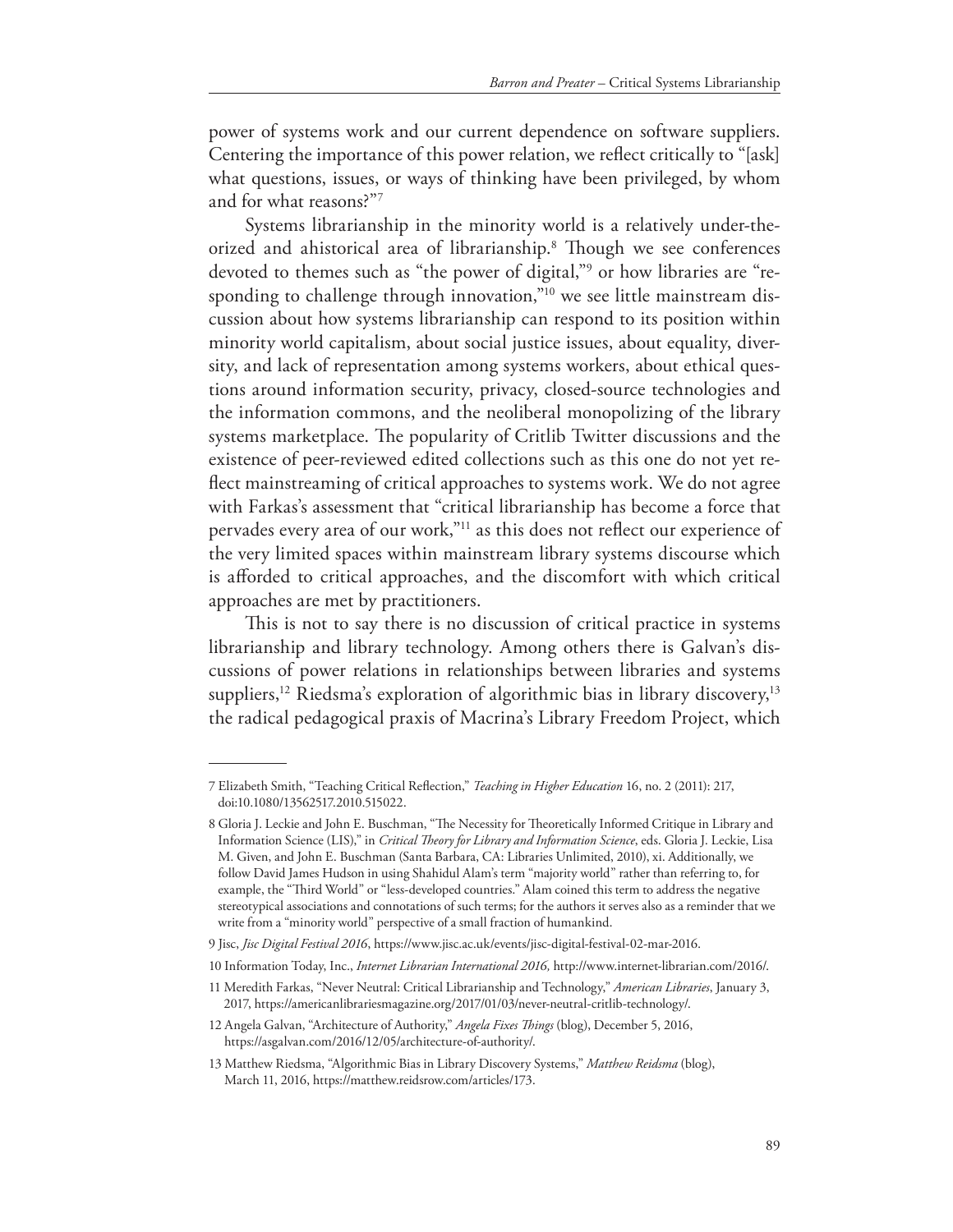power of systems work and our current dependence on software suppliers. Centering the importance of this power relation, we reflect critically to "[ask] what questions, issues, or ways of thinking have been privileged, by whom and for what reasons?"[7]

Systems librarianship in the minority world is a relatively under-theorized and ahistorical area of librarianship.[8] Though we see conferences devoted to themes such as "the power of digital,"[9] or how libraries are "responding to challenge through innovation,"[10] we see little mainstream discussion about how systems librarianship can respond to its position within minority world capitalism, about social justice issues, about equality, diversity, and lack of representation among systems workers, about ethical questions around information security, privacy, closed-source technologies and the information commons, and the neoliberal monopolizing of the library systems marketplace. The popularity of Critlib Twitter discussions and the existence of peer-reviewed edited collections such as this one do not yet reflect mainstreaming of critical approaches to systems work. We do not agree with Farkas's assessment that "critical librarianship has become a force that pervades every area of our work,"[11] as this does not reflect our experience of the very limited spaces within mainstream library systems discourse which is afforded to critical approaches, and the discomfort with which critical approaches are met by practitioners.

This is not to say there is no discussion of critical practice in systems librarianship and library technology. Among others there is Galvan's discussions of power relations in relationships between libraries and systems suppliers,[12] Riedsma's exploration of algorithmic bias in library discovery,[13] the radical pedagogical praxis of Macrina's Library Freedom Project, which

---

7 Elizabeth Smith, "Teaching Critical Reflection," *Teaching in Higher Education* 16, no. 2 (2011): 217, doi:10.1080/13562517.2010.515022.

8 Gloria J. Leckie and John E. Buschman, "The Necessity for Theoretically Informed Critique in Library and Information Science (LIS)," in *Critical Theory for Library and Information Science*, eds. Gloria J. Leckie, Lisa M. Given, and John E. Buschman (Santa Barbara, CA: Libraries Unlimited, 2010), xi. Additionally, we follow David James Hudson in using Shahidul Alam's term "majority world" rather than referring to, for example, the "Third World" or "less-developed countries." Alam coined this term to address the negative stereotypical associations and connotations of such terms; for the authors it serves also as a reminder that we write from a "minority world" perspective of a small fraction of humankind.

9 Jisc, *Jisc Digital Festival 2016*, https://www.jisc.ac.uk/events/jisc-digital-festival-02-mar-2016.

10 Information Today, Inc., *Internet Librarian International 2016,* http://www.internet-librarian.com/2016/.

11 Meredith Farkas, "Never Neutral: Critical Librarianship and Technology," *American Libraries*, January 3, 2017, https://americanlibrariesmagazine.org/2017/01/03/never-neutral-critlib-technology/.

12 Angela Galvan, "Architecture of Authority," *Angela Fixes Things* (blog), December 5, 2016, https://asgalvan.com/2016/12/05/architecture-of-authority/.

13 Matthew Riedsma, "Algorithmic Bias in Library Discovery Systems," *Matthew Reidsma* (blog), March 11, 2016, https://matthew.reidsrow.com/articles/173.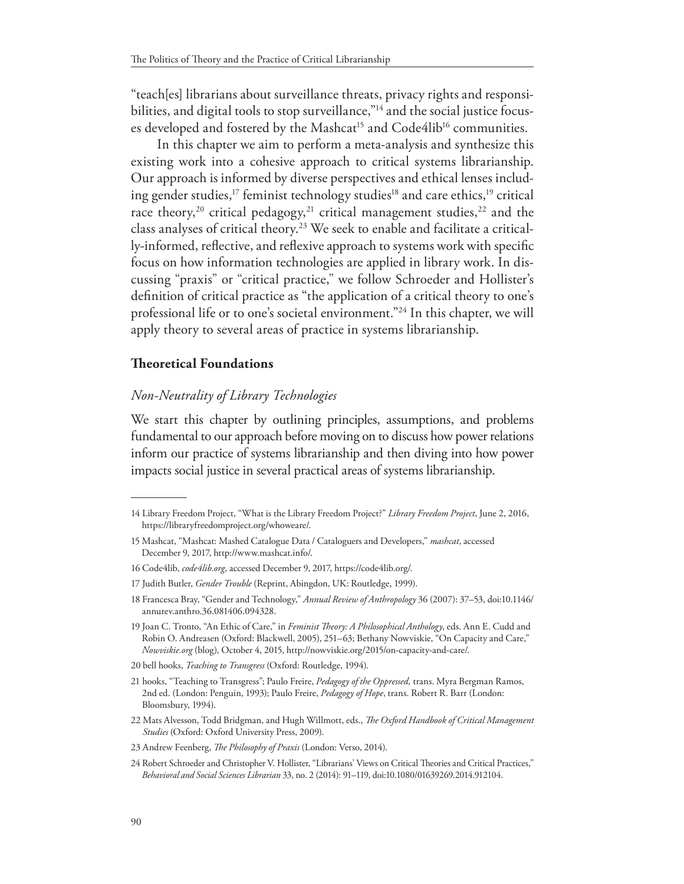"teach[es] librarians about surveillance threats, privacy rights and responsibilities, and digital tools to stop surveillance,"[14] and the social justice focuses developed and fostered by the Mashcat[15] and Code4lib[16] communities.

In this chapter we aim to perform a meta-analysis and synthesize this existing work into a cohesive approach to critical systems librarianship. Our approach is informed by diverse perspectives and ethical lenses including gender studies,[17] feminist technology studies[18] and care ethics,[19] critical race theory,[20] critical pedagogy,[21] critical management studies,[22] and the class analyses of critical theory.[23] We seek to enable and facilitate a critically-informed, reflective, and reflexive approach to systems work with specific focus on how information technologies are applied in library work. In discussing "praxis" or "critical practice," we follow Schroeder and Hollister's definition of critical practice as "the application of a critical theory to one's professional life or to one's societal environment."[24] In this chapter, we will apply theory to several areas of practice in systems librarianship.

## Theoretical Foundations

### *Non-Neutrality of Library Technologies*

We start this chapter by outlining principles, assumptions, and problems fundamental to our approach before moving on to discuss how power relations inform our practice of systems librarianship and then diving into how power impacts social justice in several practical areas of systems librarianship.

---

14 Library Freedom Project, "What is the Library Freedom Project?" *Library Freedom Project*, June 2, 2016, https://libraryfreedomproject.org/whoweare/.

15 Mashcat, "Mashcat: Mashed Catalogue Data / Cataloguers and Developers," *mashcat*, accessed December 9, 2017, http://www.mashcat.info/.

16 Code4lib, *code4lib.org*, accessed December 9, 2017, https://code4lib.org/.

17 Judith Butler, *Gender Trouble* (Reprint, Abingdon, UK: Routledge, 1999).

18 Francesca Bray, "Gender and Technology," *Annual Review of Anthropology* 36 (2007): 37–53, doi:10.1146/annurev.anthro.36.081406.094328.

19 Joan C. Tronto, "An Ethic of Care," in *Feminist Theory: A Philosophical Anthology*, eds. Ann E. Cudd and Robin O. Andreasen (Oxford: Blackwell, 2005), 251–63; Bethany Nowviskie, "On Capacity and Care," *Nowviskie.org* (blog), October 4, 2015, http://nowviskie.org/2015/on-capacity-and-care/.

20 bell hooks, *Teaching to Transgress* (Oxford: Routledge, 1994).

21 hooks, "Teaching to Transgress"; Paulo Freire, *Pedagogy of the Oppressed,* trans. Myra Bergman Ramos, 2nd ed. (London: Penguin, 1993); Paulo Freire, *Pedagogy of Hope*, trans. Robert R. Barr (London: Bloomsbury, 1994).

22 Mats Alvesson, Todd Bridgman, and Hugh Willmott, eds., *The Oxford Handbook of Critical Management Studies* (Oxford: Oxford University Press, 2009).

23 Andrew Feenberg, *The Philosophy of Praxis* (London: Verso, 2014).

24 Robert Schroeder and Christopher V. Hollister, "Librarians' Views on Critical Theories and Critical Practices," *Behavioral and Social Sciences Librarian* 33, no. 2 (2014): 91–119, doi:10.1080/01639269.2014.912104.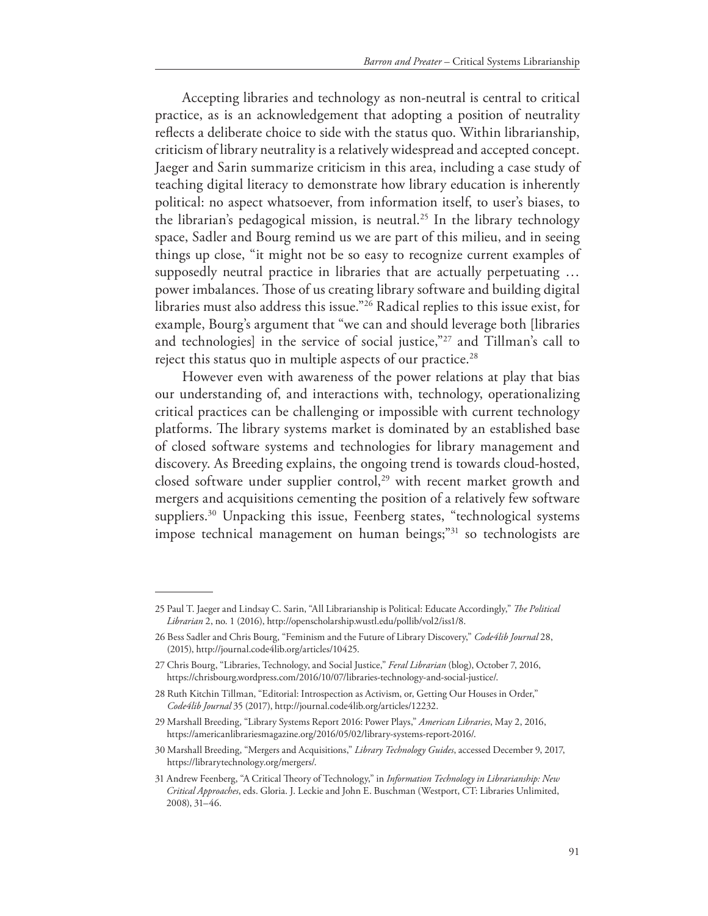Accepting libraries and technology as non-neutral is central to critical practice, as is an acknowledgement that adopting a position of neutrality reflects a deliberate choice to side with the status quo. Within librarianship, criticism of library neutrality is a relatively widespread and accepted concept. Jaeger and Sarin summarize criticism in this area, including a case study of teaching digital literacy to demonstrate how library education is inherently political: no aspect whatsoever, from information itself, to user's biases, to the librarian's pedagogical mission, is neutral.[25] In the library technology space, Sadler and Bourg remind us we are part of this milieu, and in seeing things up close, "it might not be so easy to recognize current examples of supposedly neutral practice in libraries that are actually perpetuating … power imbalances. Those of us creating library software and building digital libraries must also address this issue."[26] Radical replies to this issue exist, for example, Bourg's argument that "we can and should leverage both [libraries and technologies] in the service of social justice,"[27] and Tillman's call to reject this status quo in multiple aspects of our practice.[28]

However even with awareness of the power relations at play that bias our understanding of, and interactions with, technology, operationalizing critical practices can be challenging or impossible with current technology platforms. The library systems market is dominated by an established base of closed software systems and technologies for library management and discovery. As Breeding explains, the ongoing trend is towards cloud-hosted, closed software under supplier control,[29] with recent market growth and mergers and acquisitions cementing the position of a relatively few software suppliers.[30] Unpacking this issue, Feenberg states, "technological systems impose technical management on human beings;"[31] so technologists are

---

25 Paul T. Jaeger and Lindsay C. Sarin, "All Librarianship is Political: Educate Accordingly," *The Political Librarian* 2, no. 1 (2016), http://openscholarship.wustl.edu/pollib/vol2/iss1/8.

26 Bess Sadler and Chris Bourg, "Feminism and the Future of Library Discovery," *Code4lib Journal* 28, (2015), http://journal.code4lib.org/articles/10425.

27 Chris Bourg, "Libraries, Technology, and Social Justice," *Feral Librarian* (blog), October 7, 2016, https://chrisbourg.wordpress.com/2016/10/07/libraries-technology-and-social-justice/.

28 Ruth Kitchin Tillman, "Editorial: Introspection as Activism, or, Getting Our Houses in Order," *Code4lib Journal* 35 (2017), http://journal.code4lib.org/articles/12232.

29 Marshall Breeding, "Library Systems Report 2016: Power Plays," *American Libraries*, May 2, 2016, https://americanlibrariesmagazine.org/2016/05/02/library-systems-report-2016/.

30 Marshall Breeding, "Mergers and Acquisitions," *Library Technology Guides*, accessed December 9, 2017, https://librarytechnology.org/mergers/.

31 Andrew Feenberg, "A Critical Theory of Technology," in *Information Technology in Librarianship: New Critical Approaches*, eds. Gloria. J. Leckie and John E. Buschman (Westport, CT: Libraries Unlimited, 2008), 31–46.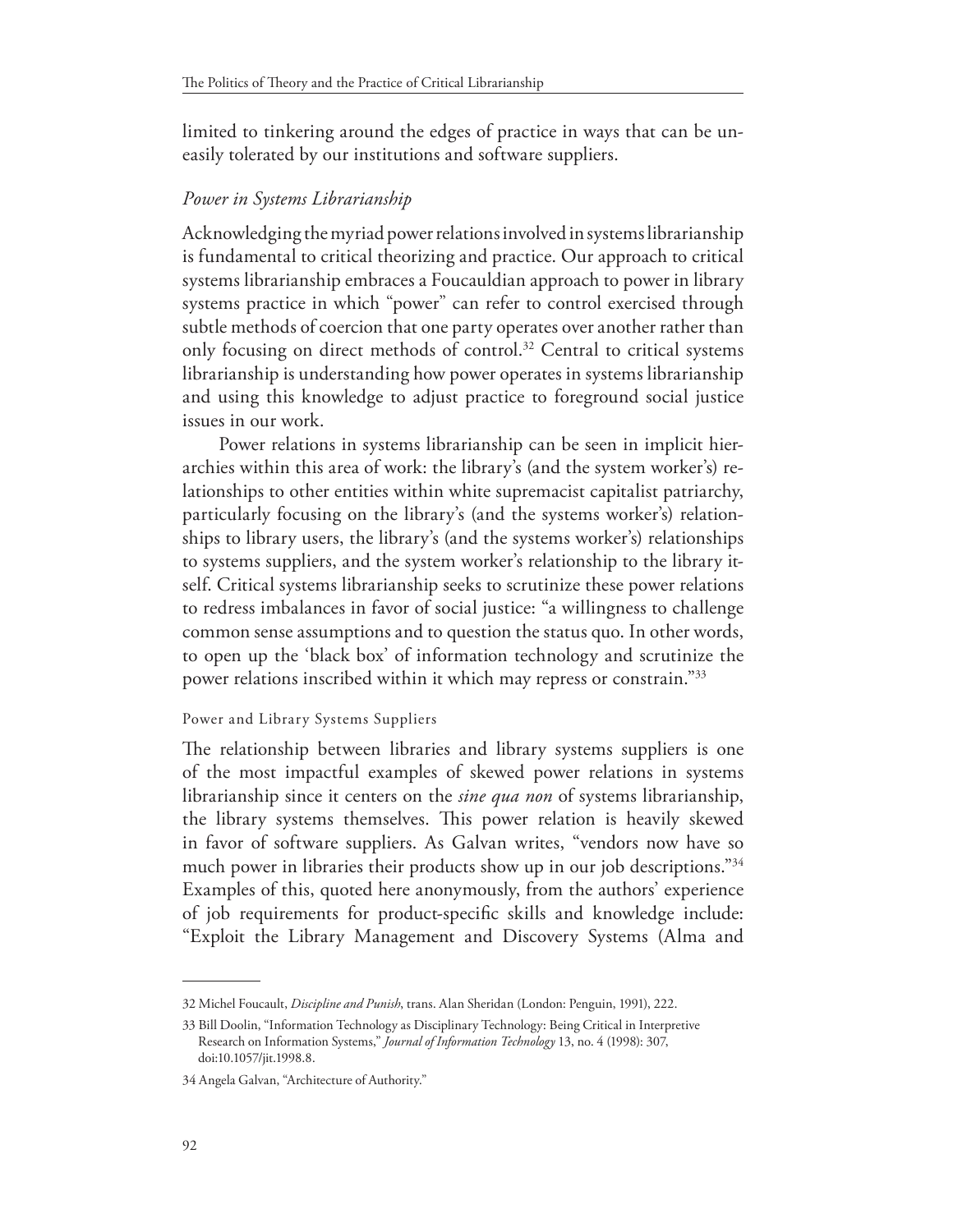limited to tinkering around the edges of practice in ways that can be uneasily tolerated by our institutions and software suppliers.

### *Power in Systems Librarianship*

Acknowledging the myriad power relations involved in systems librarianship is fundamental to critical theorizing and practice. Our approach to critical systems librarianship embraces a Foucauldian approach to power in library systems practice in which "power" can refer to control exercised through subtle methods of coercion that one party operates over another rather than only focusing on direct methods of control.[32] Central to critical systems librarianship is understanding how power operates in systems librarianship and using this knowledge to adjust practice to foreground social justice issues in our work.

Power relations in systems librarianship can be seen in implicit hierarchies within this area of work: the library's (and the system worker's) relationships to other entities within white supremacist capitalist patriarchy, particularly focusing on the library's (and the systems worker's) relationships to library users, the library's (and the systems worker's) relationships to systems suppliers, and the system worker's relationship to the library itself. Critical systems librarianship seeks to scrutinize these power relations to redress imbalances in favor of social justice: "a willingness to challenge common sense assumptions and to question the status quo. In other words, to open up the 'black box' of information technology and scrutinize the power relations inscribed within it which may repress or constrain."[33]

#### Power and Library Systems Suppliers

The relationship between libraries and library systems suppliers is one of the most impactful examples of skewed power relations in systems librarianship since it centers on the *sine qua non* of systems librarianship, the library systems themselves. This power relation is heavily skewed in favor of software suppliers. As Galvan writes, "vendors now have so much power in libraries their products show up in our job descriptions."[34] Examples of this, quoted here anonymously, from the authors' experience of job requirements for product-specific skills and knowledge include: "Exploit the Library Management and Discovery Systems (Alma and

---

32 Michel Foucault, *Discipline and Punish*, trans. Alan Sheridan (London: Penguin, 1991), 222.

33 Bill Doolin, "Information Technology as Disciplinary Technology: Being Critical in Interpretive Research on Information Systems," *Journal of Information Technology* 13, no. 4 (1998): 307, doi:10.1057/jit.1998.8.

34 Angela Galvan, "Architecture of Authority."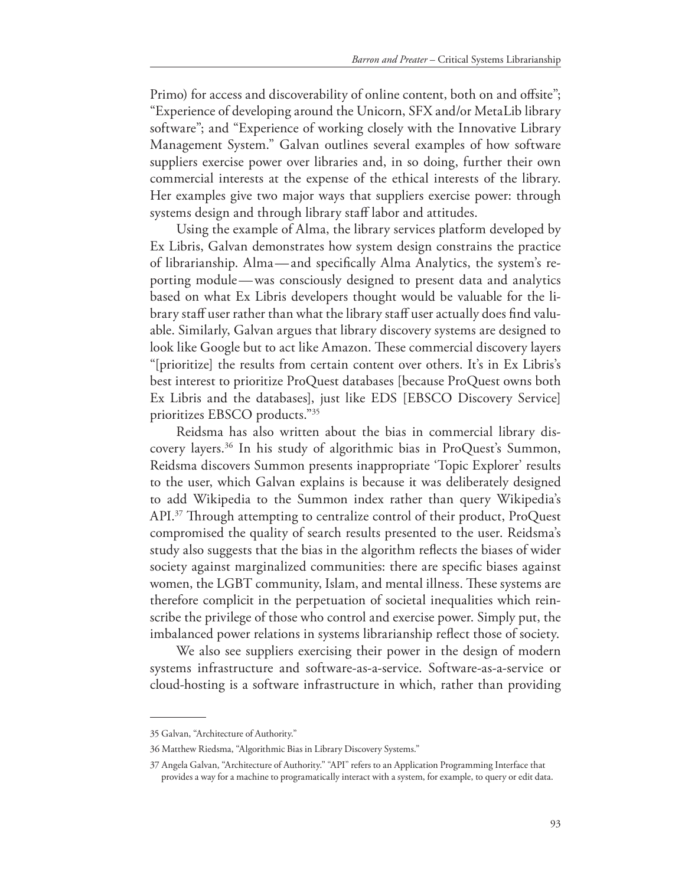Primo) for access and discoverability of online content, both on and offsite"; "Experience of developing around the Unicorn, SFX and/or MetaLib library software"; and "Experience of working closely with the Innovative Library Management System." Galvan outlines several examples of how software suppliers exercise power over libraries and, in so doing, further their own commercial interests at the expense of the ethical interests of the library. Her examples give two major ways that suppliers exercise power: through systems design and through library staff labor and attitudes.

Using the example of Alma, the library services platform developed by Ex Libris, Galvan demonstrates how system design constrains the practice of librarianship. Alma—and specifically Alma Analytics, the system's reporting module—was consciously designed to present data and analytics based on what Ex Libris developers thought would be valuable for the library staff user rather than what the library staff user actually does find valuable. Similarly, Galvan argues that library discovery systems are designed to look like Google but to act like Amazon. These commercial discovery layers "[prioritize] the results from certain content over others. It's in Ex Libris's best interest to prioritize ProQuest databases [because ProQuest owns both Ex Libris and the databases], just like EDS [EBSCO Discovery Service] prioritizes EBSCO products."[35]

Reidsma has also written about the bias in commercial library discovery layers.[36] In his study of algorithmic bias in ProQuest's Summon, Reidsma discovers Summon presents inappropriate 'Topic Explorer' results to the user, which Galvan explains is because it was deliberately designed to add Wikipedia to the Summon index rather than query Wikipedia's API.[37] Through attempting to centralize control of their product, ProQuest compromised the quality of search results presented to the user. Reidsma's study also suggests that the bias in the algorithm reflects the biases of wider society against marginalized communities: there are specific biases against women, the LGBT community, Islam, and mental illness. These systems are therefore complicit in the perpetuation of societal inequalities which reinscribe the privilege of those who control and exercise power. Simply put, the imbalanced power relations in systems librarianship reflect those of society.

We also see suppliers exercising their power in the design of modern systems infrastructure and software-as-a-service. Software-as-a-service or cloud-hosting is a software infrastructure in which, rather than providing

---

35 Galvan, "Architecture of Authority."

36 Matthew Riedsma, "Algorithmic Bias in Library Discovery Systems."

37 Angela Galvan, "Architecture of Authority." "API" refers to an Application Programming Interface that provides a way for a machine to programatically interact with a system, for example, to query or edit data.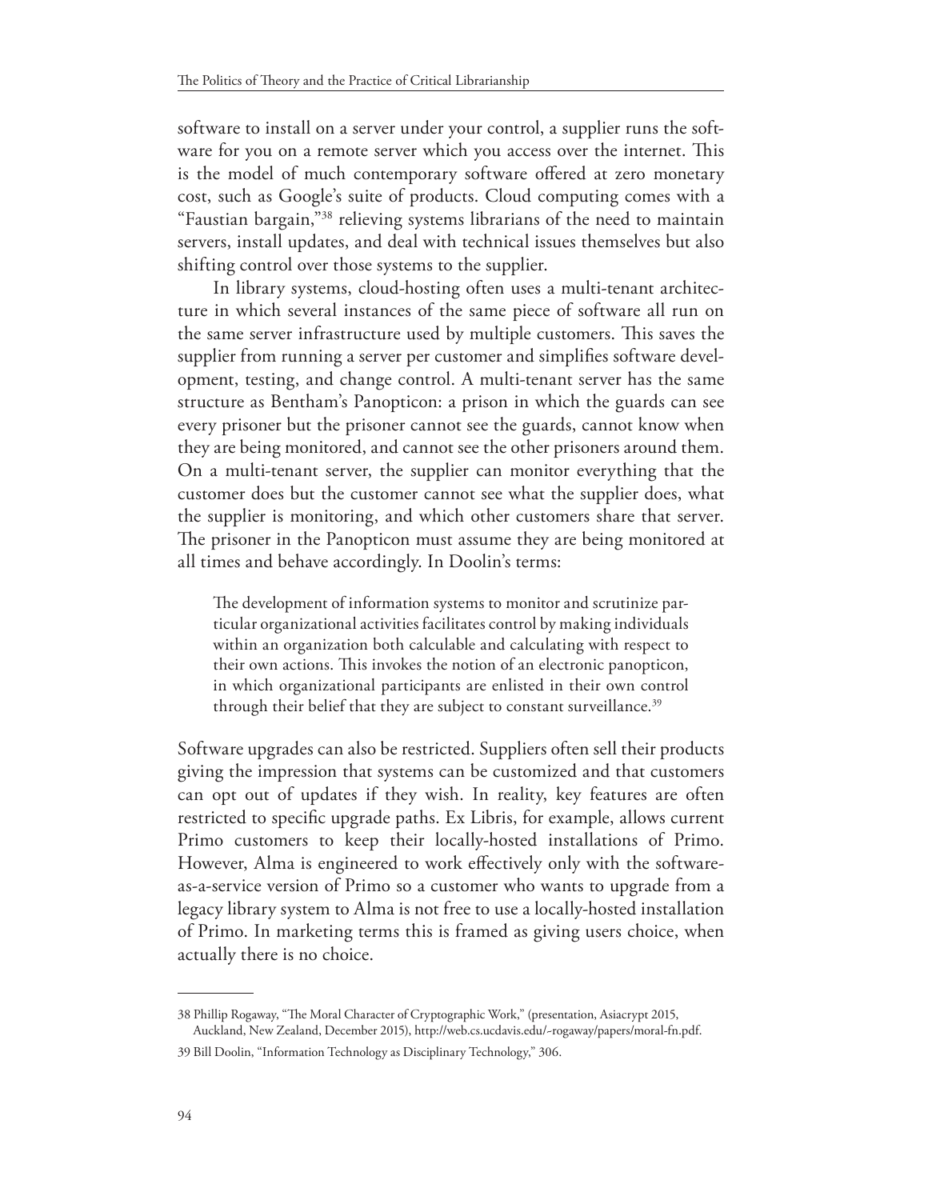software to install on a server under your control, a supplier runs the software for you on a remote server which you access over the internet. This is the model of much contemporary software offered at zero monetary cost, such as Google's suite of products. Cloud computing comes with a "Faustian bargain,"[38] relieving systems librarians of the need to maintain servers, install updates, and deal with technical issues themselves but also shifting control over those systems to the supplier.

In library systems, cloud-hosting often uses a multi-tenant architecture in which several instances of the same piece of software all run on the same server infrastructure used by multiple customers. This saves the supplier from running a server per customer and simplifies software development, testing, and change control. A multi-tenant server has the same structure as Bentham's Panopticon: a prison in which the guards can see every prisoner but the prisoner cannot see the guards, cannot know when they are being monitored, and cannot see the other prisoners around them. On a multi-tenant server, the supplier can monitor everything that the customer does but the customer cannot see what the supplier does, what the supplier is monitoring, and which other customers share that server. The prisoner in the Panopticon must assume they are being monitored at all times and behave accordingly. In Doolin's terms:

> The development of information systems to monitor and scrutinize particular organizational activities facilitates control by making individuals within an organization both calculable and calculating with respect to their own actions. This invokes the notion of an electronic panopticon, in which organizational participants are enlisted in their own control through their belief that they are subject to constant surveillance.[39]

Software upgrades can also be restricted. Suppliers often sell their products giving the impression that systems can be customized and that customers can opt out of updates if they wish. In reality, key features are often restricted to specific upgrade paths. Ex Libris, for example, allows current Primo customers to keep their locally-hosted installations of Primo. However, Alma is engineered to work effectively only with the software-as-a-service version of Primo so a customer who wants to upgrade from a legacy library system to Alma is not free to use a locally-hosted installation of Primo. In marketing terms this is framed as giving users choice, when actually there is no choice.

---

38 Phillip Rogaway, "The Moral Character of Cryptographic Work," (presentation, Asiacrypt 2015, Auckland, New Zealand, December 2015), http://web.cs.ucdavis.edu/~rogaway/papers/moral-fn.pdf.

39 Bill Doolin, "Information Technology as Disciplinary Technology," 306.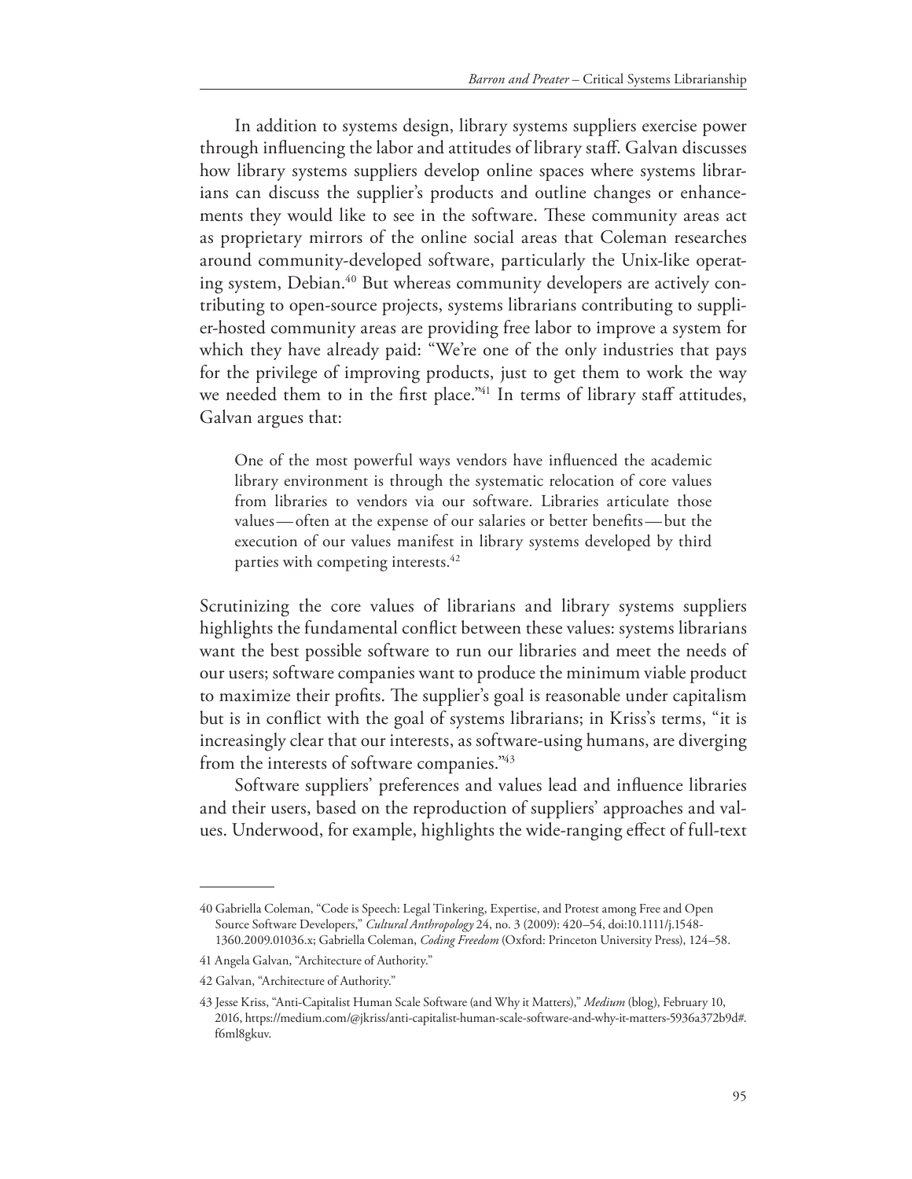In addition to systems design, library systems suppliers exercise power through influencing the labor and attitudes of library staff. Galvan discusses how library systems suppliers develop online spaces where systems librarians can discuss the supplier's products and outline changes or enhancements they would like to see in the software. These community areas act as proprietary mirrors of the online social areas that Coleman researches around community-developed software, particularly the Unix-like operating system, Debian.[40] But whereas community developers are actively contributing to open-source projects, systems librarians contributing to supplier-hosted community areas are providing free labor to improve a system for which they have already paid: "We're one of the only industries that pays for the privilege of improving products, just to get them to work the way we needed them to in the first place."[41] In terms of library staff attitudes, Galvan argues that:

> One of the most powerful ways vendors have influenced the academic library environment is through the systematic relocation of core values from libraries to vendors via our software. Libraries articulate those values—often at the expense of our salaries or better benefits—but the execution of our values manifest in library systems developed by third parties with competing interests.[42]

Scrutinizing the core values of librarians and library systems suppliers highlights the fundamental conflict between these values: systems librarians want the best possible software to run our libraries and meet the needs of our users; software companies want to produce the minimum viable product to maximize their profits. The supplier's goal is reasonable under capitalism but is in conflict with the goal of systems librarians; in Kriss's terms, "it is increasingly clear that our interests, as software-using humans, are diverging from the interests of software companies."[43]

Software suppliers' preferences and values lead and influence libraries and their users, based on the reproduction of suppliers' approaches and values. Underwood, for example, highlights the wide-ranging effect of full-text

---

40 Gabriella Coleman, "Code is Speech: Legal Tinkering, Expertise, and Protest among Free and Open Source Software Developers," *Cultural Anthropology* 24, no. 3 (2009): 420–54, doi:10.1111/j.1548-1360.2009.01036.x; Gabriella Coleman, *Coding Freedom* (Oxford: Princeton University Press), 124–58.

41 Angela Galvan, "Architecture of Authority."

42 Galvan, "Architecture of Authority."

43 Jesse Kriss, "Anti-Capitalist Human Scale Software (and Why it Matters)," *Medium* (blog), February 10, 2016, https://medium.com/@jkriss/anti-capitalist-human-scale-software-and-why-it-matters-5936a372b9d#.f6ml8gkuv.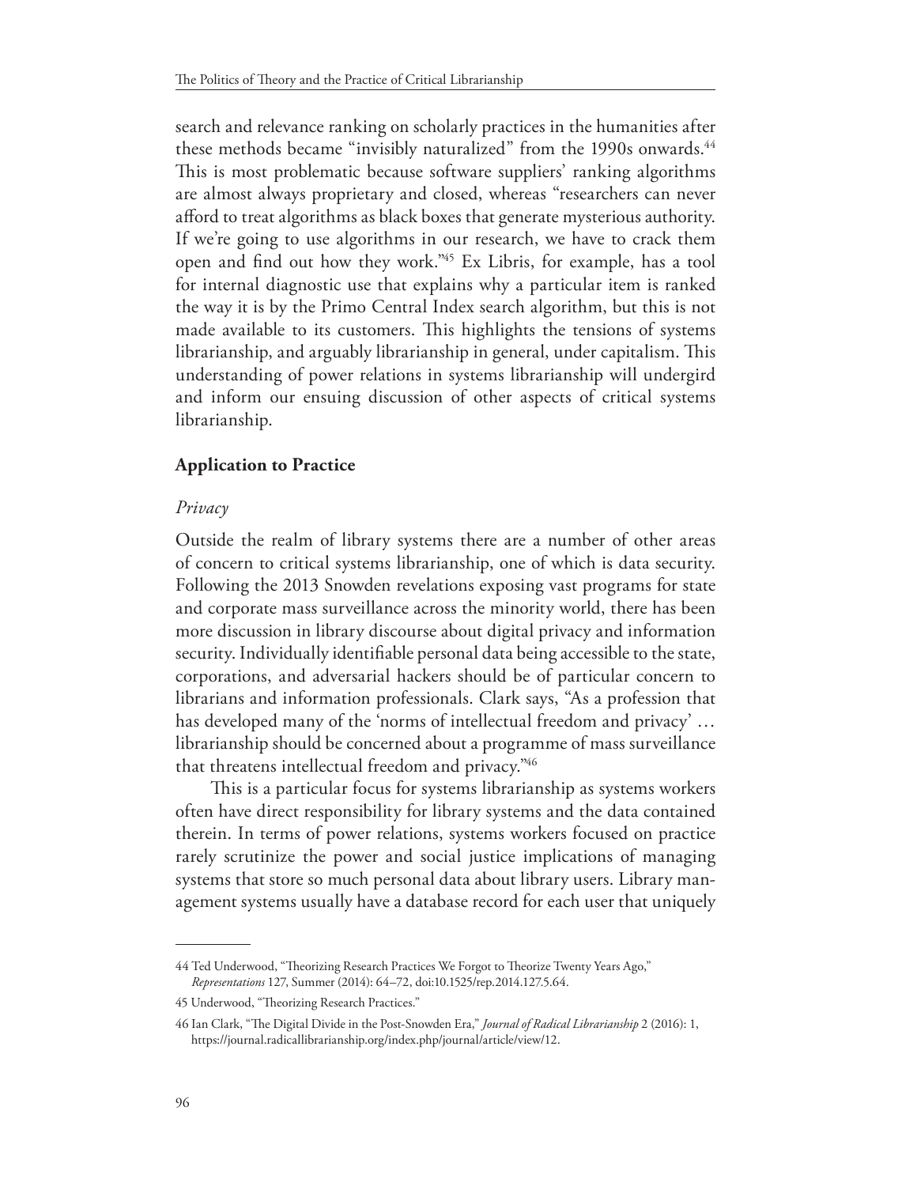search and relevance ranking on scholarly practices in the humanities after these methods became "invisibly naturalized" from the 1990s onwards.[44] This is most problematic because software suppliers' ranking algorithms are almost always proprietary and closed, whereas "researchers can never afford to treat algorithms as black boxes that generate mysterious authority. If we're going to use algorithms in our research, we have to crack them open and find out how they work."[45] Ex Libris, for example, has a tool for internal diagnostic use that explains why a particular item is ranked the way it is by the Primo Central Index search algorithm, but this is not made available to its customers. This highlights the tensions of systems librarianship, and arguably librarianship in general, under capitalism. This understanding of power relations in systems librarianship will undergird and inform our ensuing discussion of other aspects of critical systems librarianship.

## Application to Practice

### *Privacy*

Outside the realm of library systems there are a number of other areas of concern to critical systems librarianship, one of which is data security. Following the 2013 Snowden revelations exposing vast programs for state and corporate mass surveillance across the minority world, there has been more discussion in library discourse about digital privacy and information security. Individually identifiable personal data being accessible to the state, corporations, and adversarial hackers should be of particular concern to librarians and information professionals. Clark says, "As a profession that has developed many of the 'norms of intellectual freedom and privacy' … librarianship should be concerned about a programme of mass surveillance that threatens intellectual freedom and privacy."[46]

This is a particular focus for systems librarianship as systems workers often have direct responsibility for library systems and the data contained therein. In terms of power relations, systems workers focused on practice rarely scrutinize the power and social justice implications of managing systems that store so much personal data about library users. Library management systems usually have a database record for each user that uniquely

---

44 Ted Underwood, "Theorizing Research Practices We Forgot to Theorize Twenty Years Ago," *Representations* 127, Summer (2014): 64–72, doi:10.1525/rep.2014.127.5.64.

45 Underwood, "Theorizing Research Practices."

46 Ian Clark, "The Digital Divide in the Post-Snowden Era," *Journal of Radical Librarianship* 2 (2016): 1, https://journal.radicallibrarianship.org/index.php/journal/article/view/12.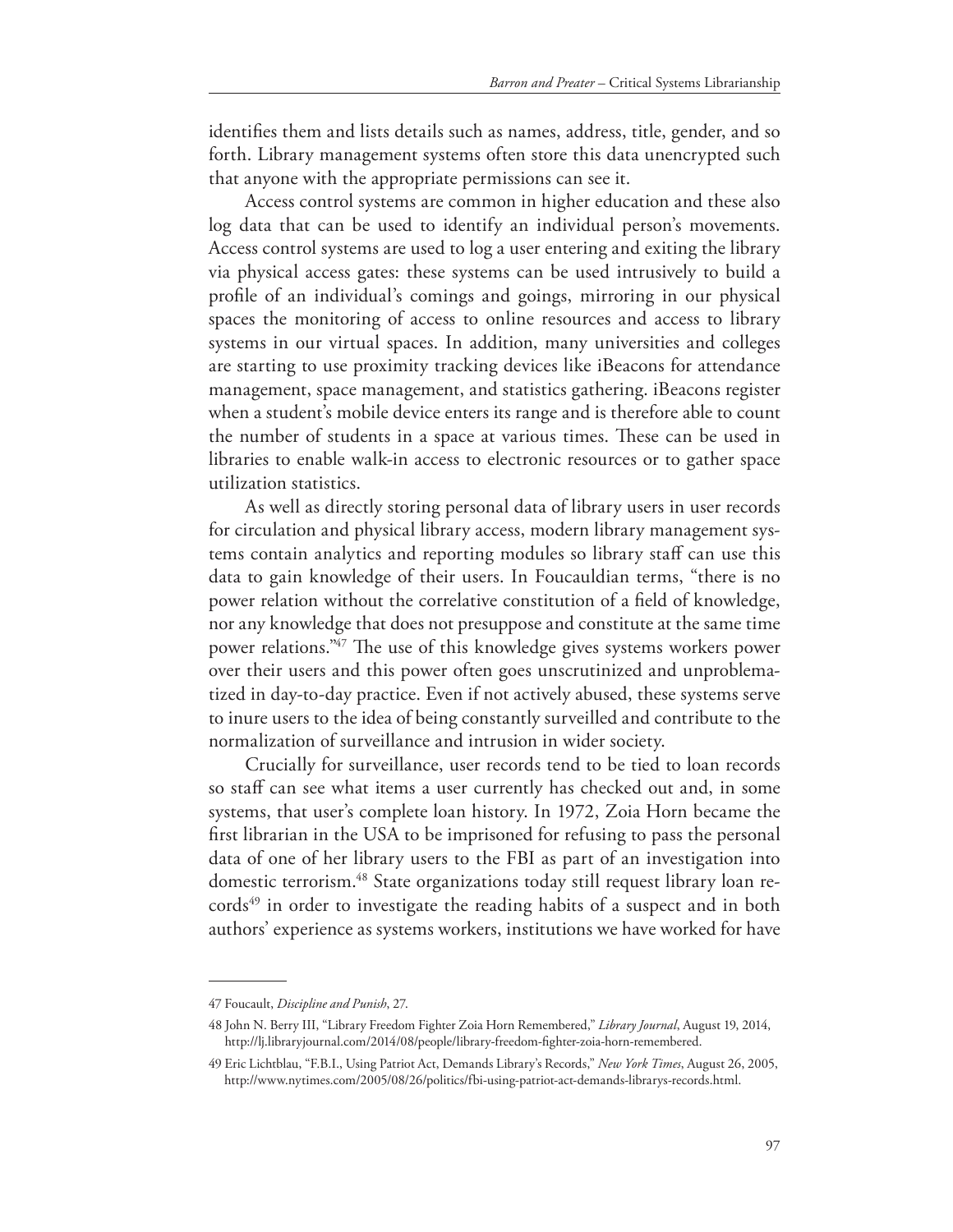identifies them and lists details such as names, address, title, gender, and so forth. Library management systems often store this data unencrypted such that anyone with the appropriate permissions can see it.

Access control systems are common in higher education and these also log data that can be used to identify an individual person's movements. Access control systems are used to log a user entering and exiting the library via physical access gates: these systems can be used intrusively to build a profile of an individual's comings and goings, mirroring in our physical spaces the monitoring of access to online resources and access to library systems in our virtual spaces. In addition, many universities and colleges are starting to use proximity tracking devices like iBeacons for attendance management, space management, and statistics gathering. iBeacons register when a student's mobile device enters its range and is therefore able to count the number of students in a space at various times. These can be used in libraries to enable walk-in access to electronic resources or to gather space utilization statistics.

As well as directly storing personal data of library users in user records for circulation and physical library access, modern library management systems contain analytics and reporting modules so library staff can use this data to gain knowledge of their users. In Foucauldian terms, "there is no power relation without the correlative constitution of a field of knowledge, nor any knowledge that does not presuppose and constitute at the same time power relations."[47] The use of this knowledge gives systems workers power over their users and this power often goes unscrutinized and unproblematized in day-to-day practice. Even if not actively abused, these systems serve to inure users to the idea of being constantly surveilled and contribute to the normalization of surveillance and intrusion in wider society.

Crucially for surveillance, user records tend to be tied to loan records so staff can see what items a user currently has checked out and, in some systems, that user's complete loan history. In 1972, Zoia Horn became the first librarian in the USA to be imprisoned for refusing to pass the personal data of one of her library users to the FBI as part of an investigation into domestic terrorism.[48] State organizations today still request library loan records[49] in order to investigate the reading habits of a suspect and in both authors' experience as systems workers, institutions we have worked for have

---

47 Foucault, *Discipline and Punish*, 27.

48 John N. Berry III, "Library Freedom Fighter Zoia Horn Remembered," *Library Journal*, August 19, 2014, http://lj.libraryjournal.com/2014/08/people/library-freedom-fighter-zoia-horn-remembered.

49 Eric Lichtblau, "F.B.I., Using Patriot Act, Demands Library's Records," *New York Times*, August 26, 2005, http://www.nytimes.com/2005/08/26/politics/fbi-using-patriot-act-demands-librarys-records.html.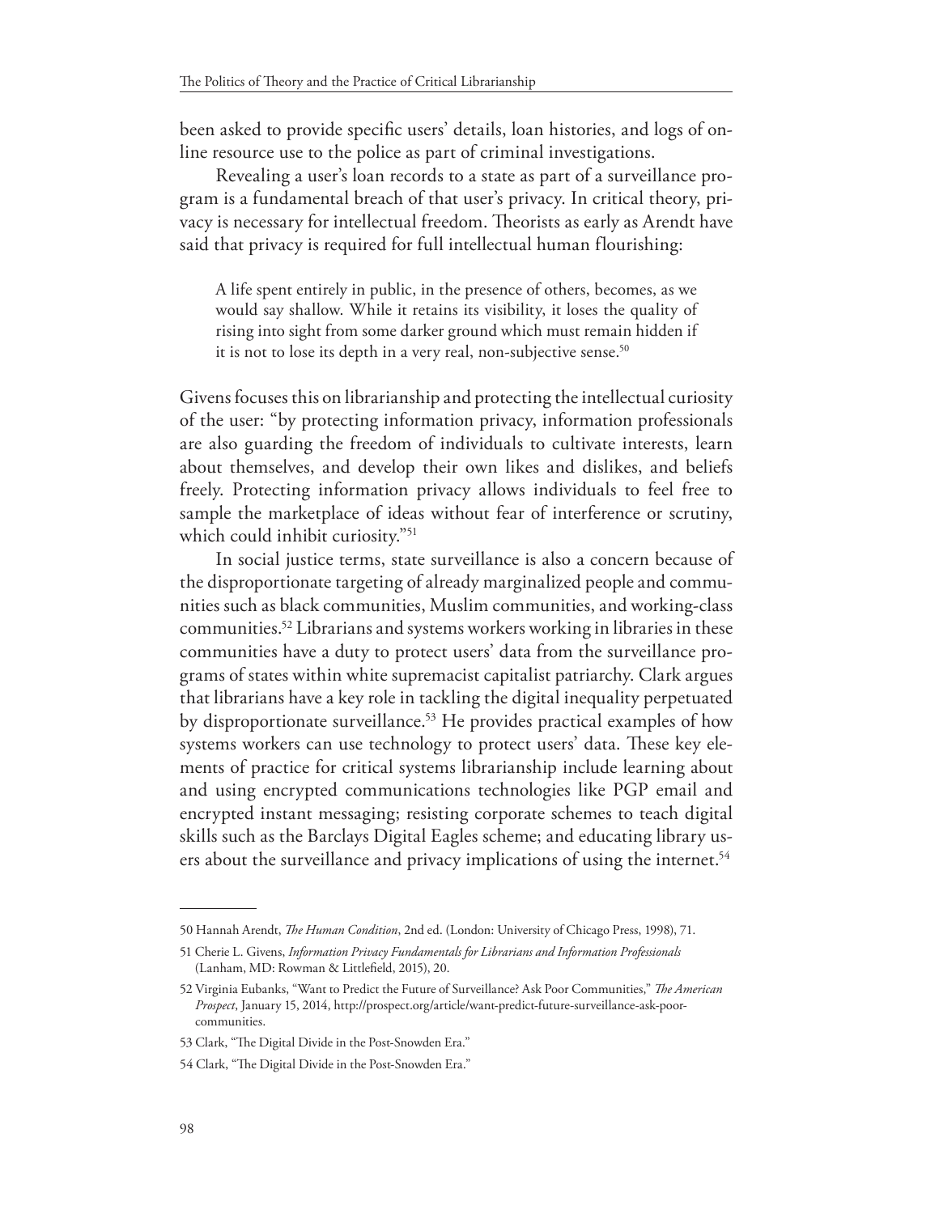been asked to provide specific users' details, loan histories, and logs of online resource use to the police as part of criminal investigations.

Revealing a user's loan records to a state as part of a surveillance program is a fundamental breach of that user's privacy. In critical theory, privacy is necessary for intellectual freedom. Theorists as early as Arendt have said that privacy is required for full intellectual human flourishing:

> A life spent entirely in public, in the presence of others, becomes, as we would say shallow. While it retains its visibility, it loses the quality of rising into sight from some darker ground which must remain hidden if it is not to lose its depth in a very real, non-subjective sense.[50]

Givens focuses this on librarianship and protecting the intellectual curiosity of the user: "by protecting information privacy, information professionals are also guarding the freedom of individuals to cultivate interests, learn about themselves, and develop their own likes and dislikes, and beliefs freely. Protecting information privacy allows individuals to feel free to sample the marketplace of ideas without fear of interference or scrutiny, which could inhibit curiosity."[51]

In social justice terms, state surveillance is also a concern because of the disproportionate targeting of already marginalized people and communities such as black communities, Muslim communities, and working-class communities.[52] Librarians and systems workers working in libraries in these communities have a duty to protect users' data from the surveillance programs of states within white supremacist capitalist patriarchy. Clark argues that librarians have a key role in tackling the digital inequality perpetuated by disproportionate surveillance.[53] He provides practical examples of how systems workers can use technology to protect users' data. These key elements of practice for critical systems librarianship include learning about and using encrypted communications technologies like PGP email and encrypted instant messaging; resisting corporate schemes to teach digital skills such as the Barclays Digital Eagles scheme; and educating library users about the surveillance and privacy implications of using the internet.[54]

---

50 Hannah Arendt, *The Human Condition*, 2nd ed. (London: University of Chicago Press, 1998), 71.

51 Cherie L. Givens, *Information Privacy Fundamentals for Librarians and Information Professionals* (Lanham, MD: Rowman & Littlefield, 2015), 20.

52 Virginia Eubanks, "Want to Predict the Future of Surveillance? Ask Poor Communities," *The American Prospect*, January 15, 2014, http://prospect.org/article/want-predict-future-surveillance-ask-poor-communities.

53 Clark, "The Digital Divide in the Post-Snowden Era."

54 Clark, "The Digital Divide in the Post-Snowden Era."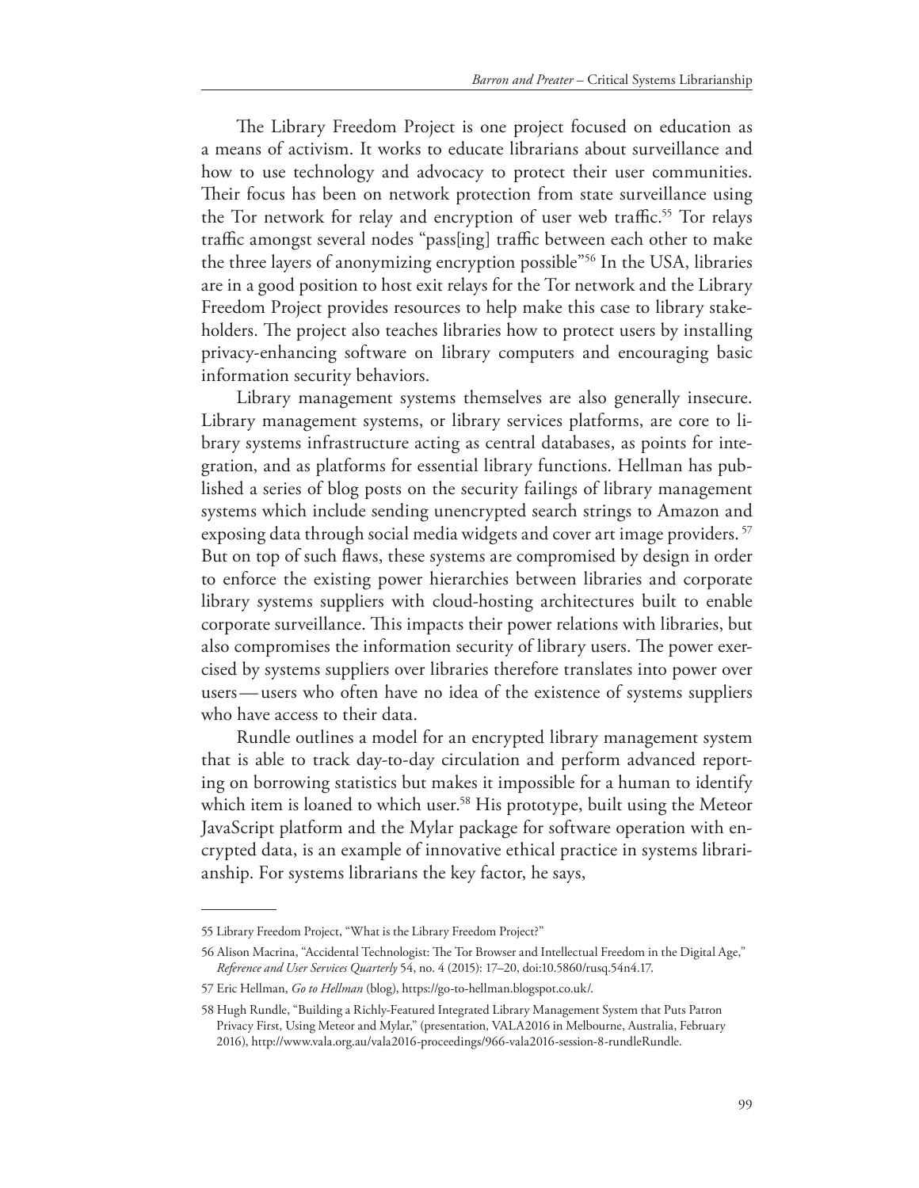The Library Freedom Project is one project focused on education as a means of activism. It works to educate librarians about surveillance and how to use technology and advocacy to protect their user communities. Their focus has been on network protection from state surveillance using the Tor network for relay and encryption of user web traffic.[55] Tor relays traffic amongst several nodes "pass[ing] traffic between each other to make the three layers of anonymizing encryption possible"[56] In the USA, libraries are in a good position to host exit relays for the Tor network and the Library Freedom Project provides resources to help make this case to library stakeholders. The project also teaches libraries how to protect users by installing privacy-enhancing software on library computers and encouraging basic information security behaviors.

Library management systems themselves are also generally insecure. Library management systems, or library services platforms, are core to library systems infrastructure acting as central databases, as points for integration, and as platforms for essential library functions. Hellman has published a series of blog posts on the security failings of library management systems which include sending unencrypted search strings to Amazon and exposing data through social media widgets and cover art image providers. [57] But on top of such flaws, these systems are compromised by design in order to enforce the existing power hierarchies between libraries and corporate library systems suppliers with cloud-hosting architectures built to enable corporate surveillance. This impacts their power relations with libraries, but also compromises the information security of library users. The power exercised by systems suppliers over libraries therefore translates into power over users — users who often have no idea of the existence of systems suppliers who have access to their data.

Rundle outlines a model for an encrypted library management system that is able to track day-to-day circulation and perform advanced reporting on borrowing statistics but makes it impossible for a human to identify which item is loaned to which user.[58] His prototype, built using the Meteor JavaScript platform and the Mylar package for software operation with encrypted data, is an example of innovative ethical practice in systems librarianship. For systems librarians the key factor, he says,

---

55 Library Freedom Project, "What is the Library Freedom Project?"

56 Alison Macrina, "Accidental Technologist: The Tor Browser and Intellectual Freedom in the Digital Age," *Reference and User Services Quarterly* 54, no. 4 (2015): 17–20, doi:10.5860/rusq.54n4.17.

57 Eric Hellman, *Go to Hellman* (blog), https://go-to-hellman.blogspot.co.uk/.

58 Hugh Rundle, "Building a Richly-Featured Integrated Library Management System that Puts Patron Privacy First, Using Meteor and Mylar," (presentation, VALA2016 in Melbourne, Australia, February 2016), http://www.vala.org.au/vala2016-proceedings/966-vala2016-session-8-rundleRundle.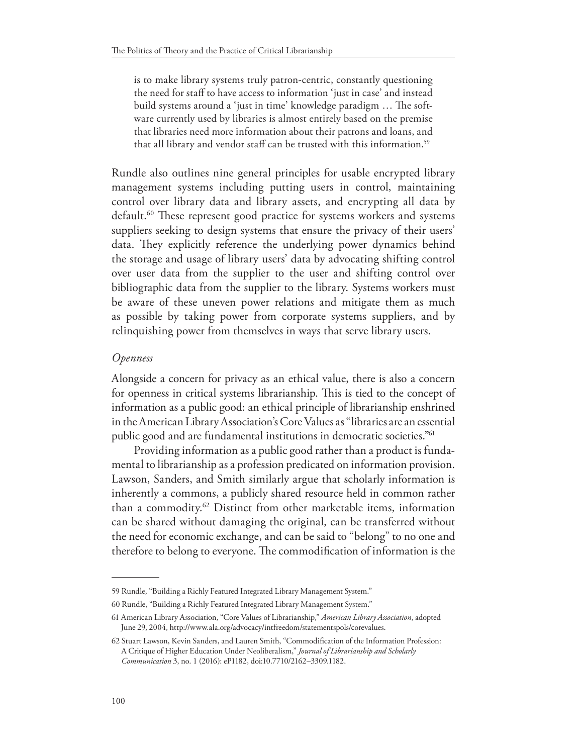> is to make library systems truly patron-centric, constantly questioning the need for staff to have access to information 'just in case' and instead build systems around a 'just in time' knowledge paradigm … The software currently used by libraries is almost entirely based on the premise that libraries need more information about their patrons and loans, and that all library and vendor staff can be trusted with this information.[59]

Rundle also outlines nine general principles for usable encrypted library management systems including putting users in control, maintaining control over library data and library assets, and encrypting all data by default.[60] These represent good practice for systems workers and systems suppliers seeking to design systems that ensure the privacy of their users' data. They explicitly reference the underlying power dynamics behind the storage and usage of library users' data by advocating shifting control over user data from the supplier to the user and shifting control over bibliographic data from the supplier to the library. Systems workers must be aware of these uneven power relations and mitigate them as much as possible by taking power from corporate systems suppliers, and by relinquishing power from themselves in ways that serve library users.

### *Openness*

Alongside a concern for privacy as an ethical value, there is also a concern for openness in critical systems librarianship. This is tied to the concept of information as a public good: an ethical principle of librarianship enshrined in the American Library Association's Core Values as "libraries are an essential public good and are fundamental institutions in democratic societies."[61]

Providing information as a public good rather than a product is fundamental to librarianship as a profession predicated on information provision. Lawson, Sanders, and Smith similarly argue that scholarly information is inherently a commons, a publicly shared resource held in common rather than a commodity.[62] Distinct from other marketable items, information can be shared without damaging the original, can be transferred without the need for economic exchange, and can be said to "belong" to no one and therefore to belong to everyone. The commodification of information is the

---

59 Rundle, "Building a Richly Featured Integrated Library Management System."

60 Rundle, "Building a Richly Featured Integrated Library Management System."

61 American Library Association, "Core Values of Librarianship," *American Library Association*, adopted June 29, 2004, http://www.ala.org/advocacy/intfreedom/statementspols/corevalues.

62 Stuart Lawson, Kevin Sanders, and Lauren Smith, "Commodification of the Information Profession: A Critique of Higher Education Under Neoliberalism," *Journal of Librarianship and Scholarly Communication* 3, no. 1 (2016): eP1182, doi:10.7710/2162–3309.1182.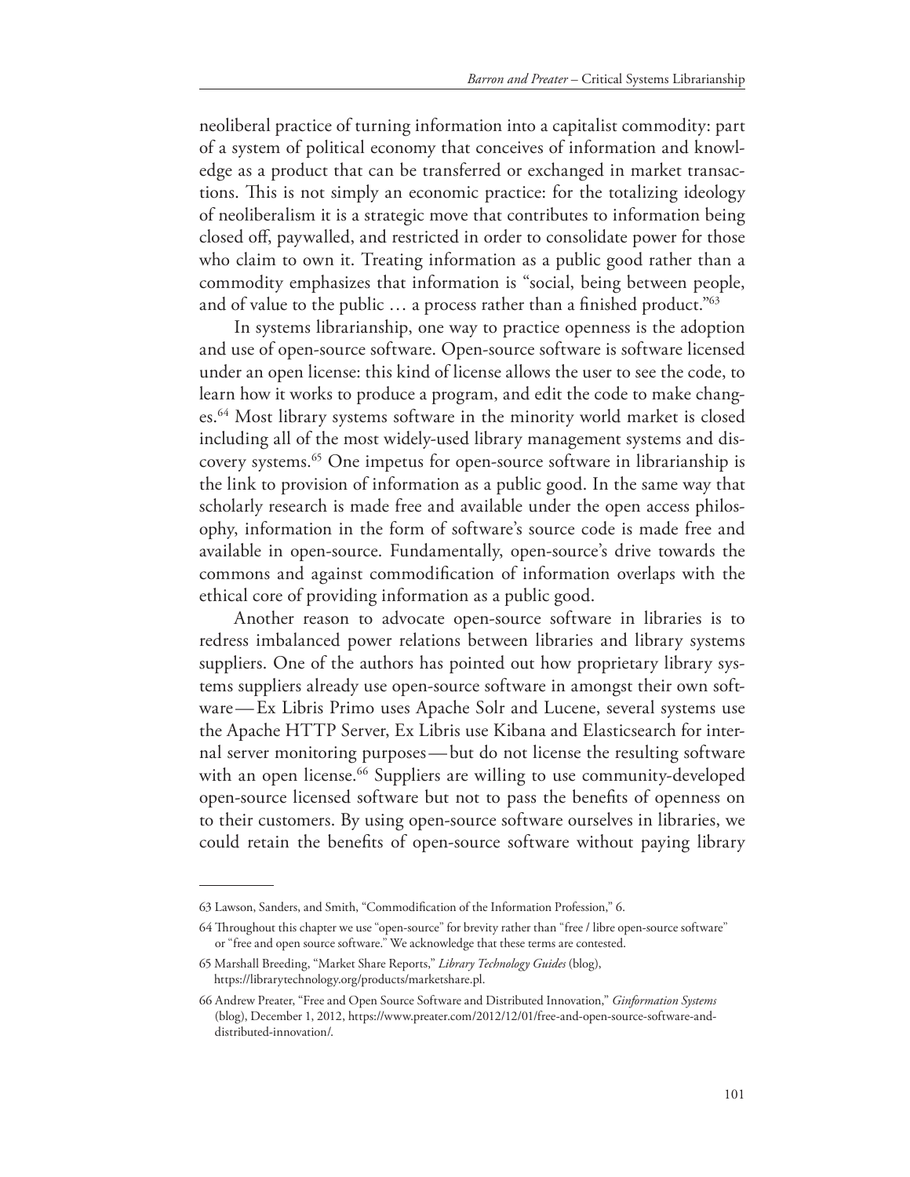neoliberal practice of turning information into a capitalist commodity: part of a system of political economy that conceives of information and knowledge as a product that can be transferred or exchanged in market transactions. This is not simply an economic practice: for the totalizing ideology of neoliberalism it is a strategic move that contributes to information being closed off, paywalled, and restricted in order to consolidate power for those who claim to own it. Treating information as a public good rather than a commodity emphasizes that information is "social, being between people, and of value to the public … a process rather than a finished product."[63]

In systems librarianship, one way to practice openness is the adoption and use of open-source software. Open-source software is software licensed under an open license: this kind of license allows the user to see the code, to learn how it works to produce a program, and edit the code to make changes.[64] Most library systems software in the minority world market is closed including all of the most widely-used library management systems and discovery systems.[65] One impetus for open-source software in librarianship is the link to provision of information as a public good. In the same way that scholarly research is made free and available under the open access philosophy, information in the form of software's source code is made free and available in open-source. Fundamentally, open-source's drive towards the commons and against commodification of information overlaps with the ethical core of providing information as a public good.

Another reason to advocate open-source software in libraries is to redress imbalanced power relations between libraries and library systems suppliers. One of the authors has pointed out how proprietary library systems suppliers already use open-source software in amongst their own software — Ex Libris Primo uses Apache Solr and Lucene, several systems use the Apache HTTP Server, Ex Libris use Kibana and Elasticsearch for internal server monitoring purposes — but do not license the resulting software with an open license.[66] Suppliers are willing to use community-developed open-source licensed software but not to pass the benefits of openness on to their customers. By using open-source software ourselves in libraries, we could retain the benefits of open-source software without paying library

---

63 Lawson, Sanders, and Smith, "Commodification of the Information Profession," 6.

64 Throughout this chapter we use "open-source" for brevity rather than "free / libre open-source software" or "free and open source software." We acknowledge that these terms are contested.

65 Marshall Breeding, "Market Share Reports," *Library Technology Guides* (blog), https://librarytechnology.org/products/marketshare.pl.

66 Andrew Preater, "Free and Open Source Software and Distributed Innovation," *Ginformation Systems* (blog), December 1, 2012, https://www.preater.com/2012/12/01/free-and-open-source-software-and-distributed-innovation/.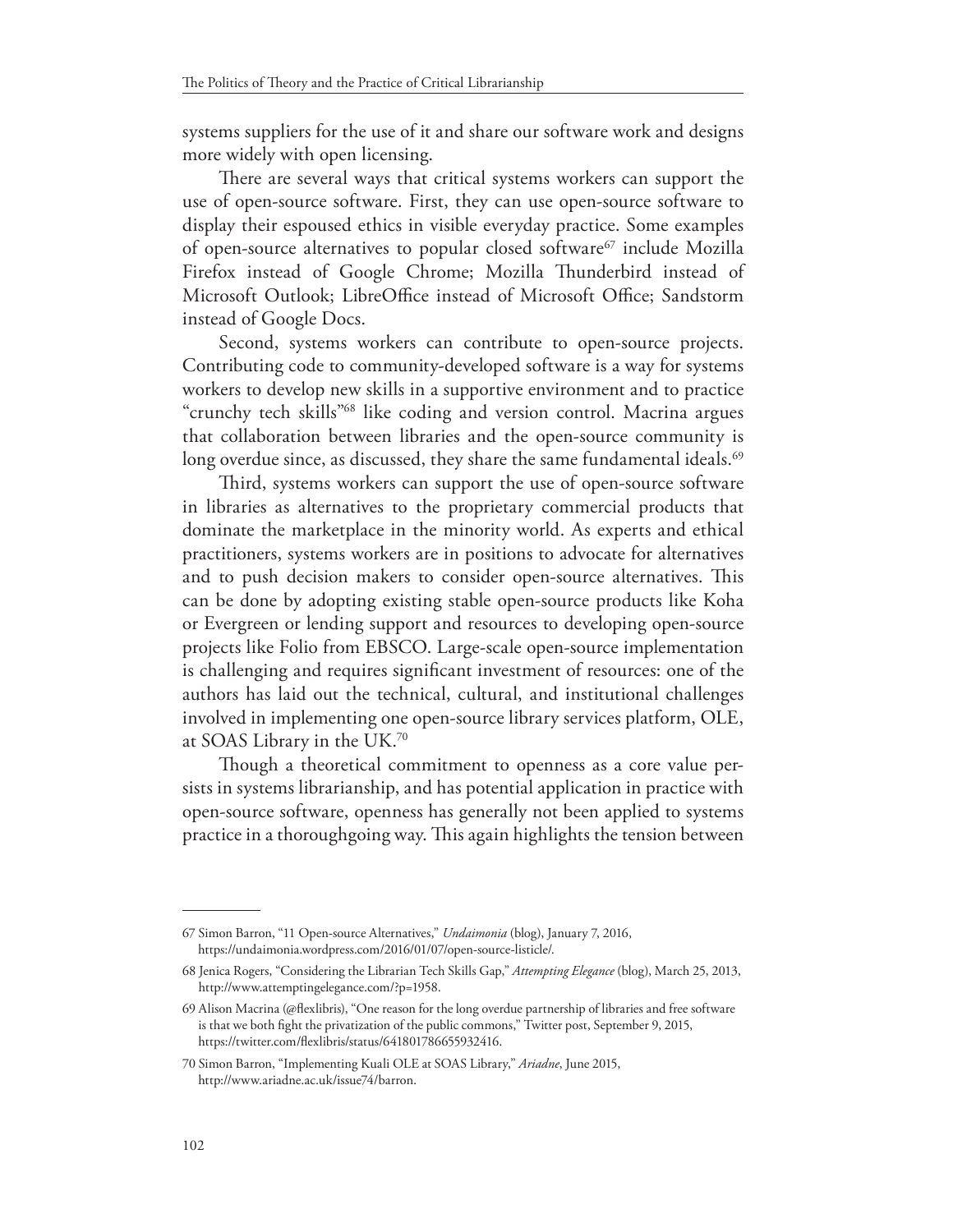systems suppliers for the use of it and share our software work and designs more widely with open licensing.

There are several ways that critical systems workers can support the use of open-source software. First, they can use open-source software to display their espoused ethics in visible everyday practice. Some examples of open-source alternatives to popular closed software[67] include Mozilla Firefox instead of Google Chrome; Mozilla Thunderbird instead of Microsoft Outlook; LibreOffice instead of Microsoft Office; Sandstorm instead of Google Docs.

Second, systems workers can contribute to open-source projects. Contributing code to community-developed software is a way for systems workers to develop new skills in a supportive environment and to practice "crunchy tech skills"[68] like coding and version control. Macrina argues that collaboration between libraries and the open-source community is long overdue since, as discussed, they share the same fundamental ideals.[69]

Third, systems workers can support the use of open-source software in libraries as alternatives to the proprietary commercial products that dominate the marketplace in the minority world. As experts and ethical practitioners, systems workers are in positions to advocate for alternatives and to push decision makers to consider open-source alternatives. This can be done by adopting existing stable open-source products like Koha or Evergreen or lending support and resources to developing open-source projects like Folio from EBSCO. Large-scale open-source implementation is challenging and requires significant investment of resources: one of the authors has laid out the technical, cultural, and institutional challenges involved in implementing one open-source library services platform, OLE, at SOAS Library in the UK.[70]

Though a theoretical commitment to openness as a core value persists in systems librarianship, and has potential application in practice with open-source software, openness has generally not been applied to systems practice in a thoroughgoing way. This again highlights the tension between

---

67 Simon Barron, "11 Open-source Alternatives," *Undaimonia* (blog), January 7, 2016, https://undaimonia.wordpress.com/2016/01/07/open-source-listicle/.

68 Jenica Rogers, "Considering the Librarian Tech Skills Gap," *Attempting Elegance* (blog), March 25, 2013, http://www.attemptingelegance.com/?p=1958.

69 Alison Macrina (@flexlibris), "One reason for the long overdue partnership of libraries and free software is that we both fight the privatization of the public commons," Twitter post, September 9, 2015, https://twitter.com/flexlibris/status/641801786655932416.

70 Simon Barron, "Implementing Kuali OLE at SOAS Library," *Ariadne*, June 2015, http://www.ariadne.ac.uk/issue74/barron.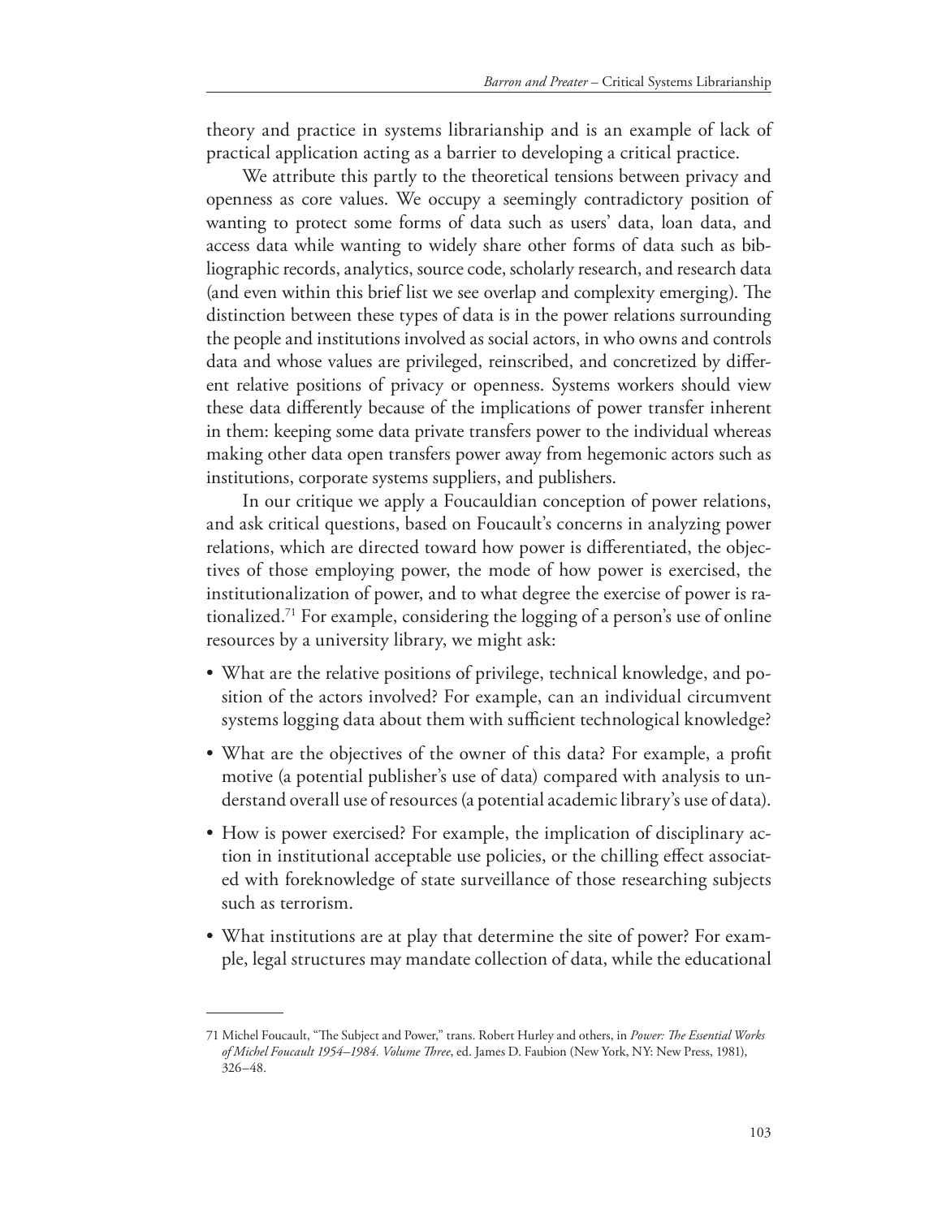theory and practice in systems librarianship and is an example of lack of practical application acting as a barrier to developing a critical practice.

We attribute this partly to the theoretical tensions between privacy and openness as core values. We occupy a seemingly contradictory position of wanting to protect some forms of data such as users' data, loan data, and access data while wanting to widely share other forms of data such as bibliographic records, analytics, source code, scholarly research, and research data (and even within this brief list we see overlap and complexity emerging). The distinction between these types of data is in the power relations surrounding the people and institutions involved as social actors, in who owns and controls data and whose values are privileged, reinscribed, and concretized by different relative positions of privacy or openness. Systems workers should view these data differently because of the implications of power transfer inherent in them: keeping some data private transfers power to the individual whereas making other data open transfers power away from hegemonic actors such as institutions, corporate systems suppliers, and publishers.

In our critique we apply a Foucauldian conception of power relations, and ask critical questions, based on Foucault's concerns in analyzing power relations, which are directed toward how power is differentiated, the objectives of those employing power, the mode of how power is exercised, the institutionalization of power, and to what degree the exercise of power is rationalized.[71] For example, considering the logging of a person's use of online resources by a university library, we might ask:

- What are the relative positions of privilege, technical knowledge, and position of the actors involved? For example, can an individual circumvent systems logging data about them with sufficient technological knowledge?
- What are the objectives of the owner of this data? For example, a profit motive (a potential publisher's use of data) compared with analysis to understand overall use of resources (a potential academic library's use of data).
- How is power exercised? For example, the implication of disciplinary action in institutional acceptable use policies, or the chilling effect associated with foreknowledge of state surveillance of those researching subjects such as terrorism.
- What institutions are at play that determine the site of power? For example, legal structures may mandate collection of data, while the educational

---

71 Michel Foucault, "The Subject and Power," trans. Robert Hurley and others, in *Power: The Essential Works of Michel Foucault 1954–1984. Volume Three*, ed. James D. Faubion (New York, NY: New Press, 1981), 326–48.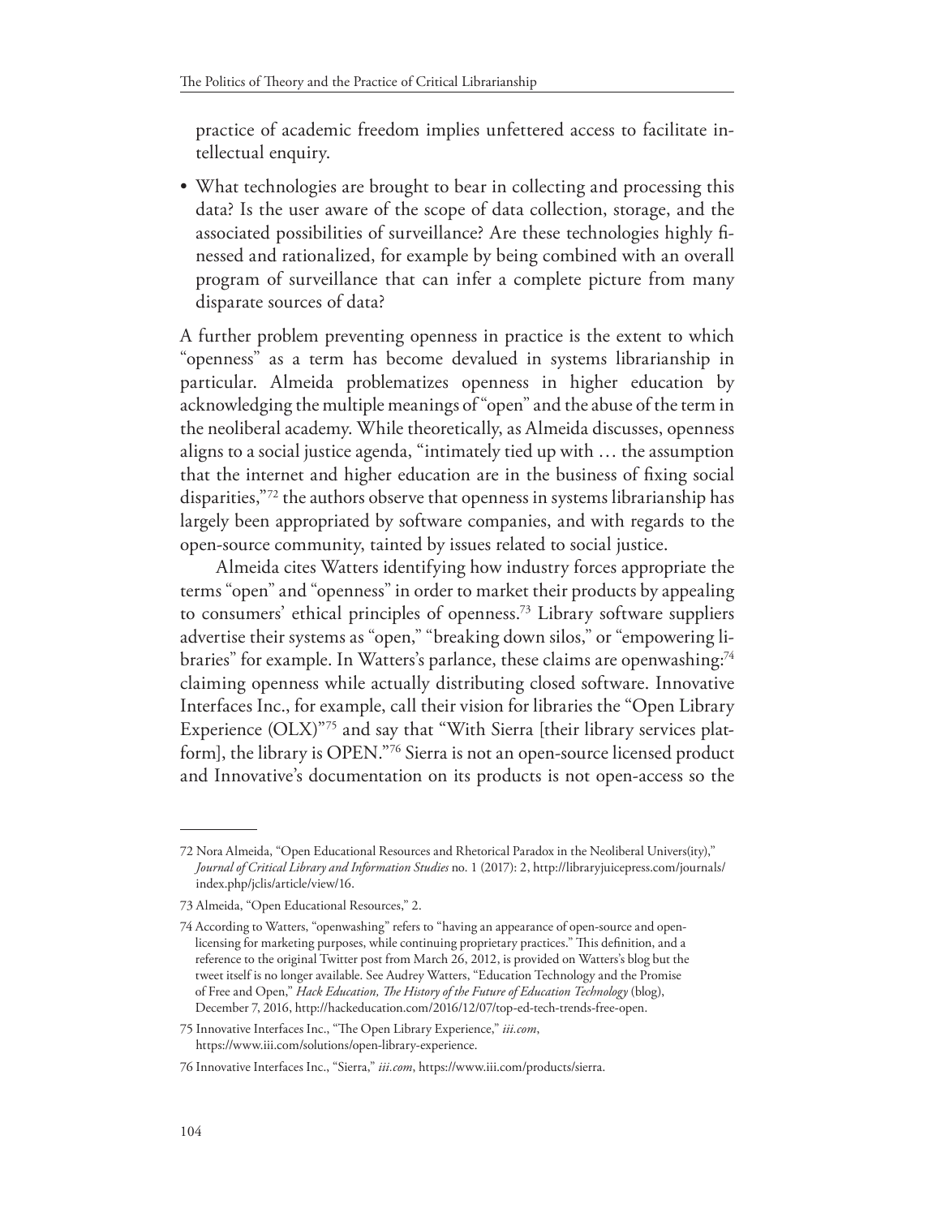practice of academic freedom implies unfettered access to facilitate intellectual enquiry.

- What technologies are brought to bear in collecting and processing this data? Is the user aware of the scope of data collection, storage, and the associated possibilities of surveillance? Are these technologies highly finessed and rationalized, for example by being combined with an overall program of surveillance that can infer a complete picture from many disparate sources of data?

A further problem preventing openness in practice is the extent to which "openness" as a term has become devalued in systems librarianship in particular. Almeida problematizes openness in higher education by acknowledging the multiple meanings of "open" and the abuse of the term in the neoliberal academy. While theoretically, as Almeida discusses, openness aligns to a social justice agenda, "intimately tied up with … the assumption that the internet and higher education are in the business of fixing social disparities,"[72] the authors observe that openness in systems librarianship has largely been appropriated by software companies, and with regards to the open-source community, tainted by issues related to social justice.

Almeida cites Watters identifying how industry forces appropriate the terms "open" and "openness" in order to market their products by appealing to consumers' ethical principles of openness.[73] Library software suppliers advertise their systems as "open," "breaking down silos," or "empowering libraries" for example. In Watters's parlance, these claims are openwashing:[74] claiming openness while actually distributing closed software. Innovative Interfaces Inc., for example, call their vision for libraries the "Open Library Experience (OLX)"[75] and say that "With Sierra [their library services platform], the library is OPEN."[76] Sierra is not an open-source licensed product and Innovative's documentation on its products is not open-access so the

---

72 Nora Almeida, "Open Educational Resources and Rhetorical Paradox in the Neoliberal Univers(ity)," *Journal of Critical Library and Information Studies* no. 1 (2017): 2, http://libraryjuicepress.com/journals/index.php/jclis/article/view/16.

73 Almeida, "Open Educational Resources," 2.

74 According to Watters, "openwashing" refers to "having an appearance of open-source and open-licensing for marketing purposes, while continuing proprietary practices." This definition, and a reference to the original Twitter post from March 26, 2012, is provided on Watters's blog but the tweet itself is no longer available. See Audrey Watters, "Education Technology and the Promise of Free and Open," *Hack Education, The History of the Future of Education Technology* (blog), December 7, 2016, http://hackeducation.com/2016/12/07/top-ed-tech-trends-free-open.

75 Innovative Interfaces Inc., "The Open Library Experience," *iii.com*, https://www.iii.com/solutions/open-library-experience.

76 Innovative Interfaces Inc., "Sierra," *iii.com*, https://www.iii.com/products/sierra.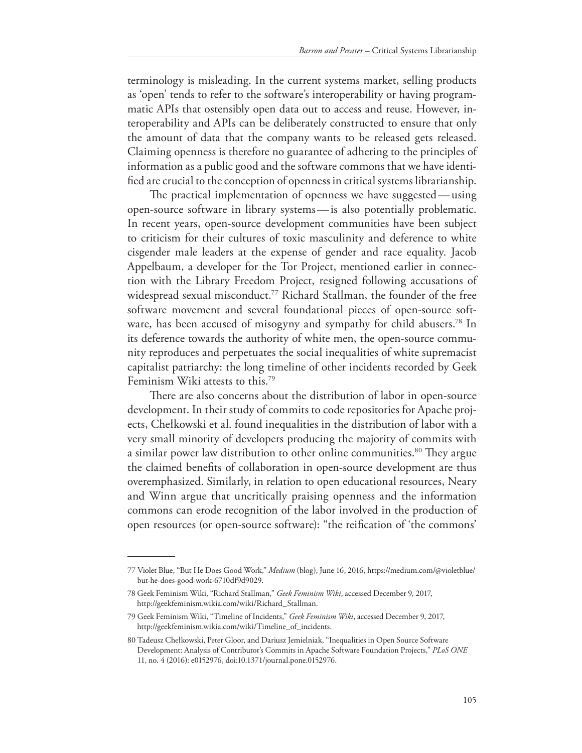terminology is misleading. In the current systems market, selling products as 'open' tends to refer to the software's interoperability or having programmatic APIs that ostensibly open data out to access and reuse. However, interoperability and APIs can be deliberately constructed to ensure that only the amount of data that the company wants to be released gets released. Claiming openness is therefore no guarantee of adhering to the principles of information as a public good and the software commons that we have identified are crucial to the conception of openness in critical systems librarianship.

The practical implementation of openness we have suggested—using open-source software in library systems—is also potentially problematic. In recent years, open-source development communities have been subject to criticism for their cultures of toxic masculinity and deference to white cisgender male leaders at the expense of gender and race equality. Jacob Appelbaum, a developer for the Tor Project, mentioned earlier in connection with the Library Freedom Project, resigned following accusations of widespread sexual misconduct.[77] Richard Stallman, the founder of the free software movement and several foundational pieces of open-source software, has been accused of misogyny and sympathy for child abusers.[78] In its deference towards the authority of white men, the open-source community reproduces and perpetuates the social inequalities of white supremacist capitalist patriarchy: the long timeline of other incidents recorded by Geek Feminism Wiki attests to this.[79]

There are also concerns about the distribution of labor in open-source development. In their study of commits to code repositories for Apache projects, Chełkowski et al. found inequalities in the distribution of labor with a very small minority of developers producing the majority of commits with a similar power law distribution to other online communities.[80] They argue the claimed benefits of collaboration in open-source development are thus overemphasized. Similarly, in relation to open educational resources, Neary and Winn argue that uncritically praising openness and the information commons can erode recognition of the labor involved in the production of open resources (or open-source software): "the reification of 'the commons'

---

77 Violet Blue, "But He Does Good Work," *Medium* (blog), June 16, 2016, https://medium.com/@violetblue/but-he-does-good-work-6710df9d9029.

78 Geek Feminism Wiki, "Richard Stallman," *Geek Feminism Wiki*, accessed December 9, 2017, http://geekfeminism.wikia.com/wiki/Richard_Stallman.

79 Geek Feminism Wiki, "Timeline of Incidents," *Geek Feminism Wiki*, accessed December 9, 2017, http://geekfeminism.wikia.com/wiki/Timeline_of_incidents.

80 Tadeusz Chełkowski, Peter Gloor, and Dariusz Jemielniak, "Inequalities in Open Source Software Development: Analysis of Contributor's Commits in Apache Software Foundation Projects," *PLoS ONE* 11, no. 4 (2016): e0152976, doi:10.1371/journal.pone.0152976.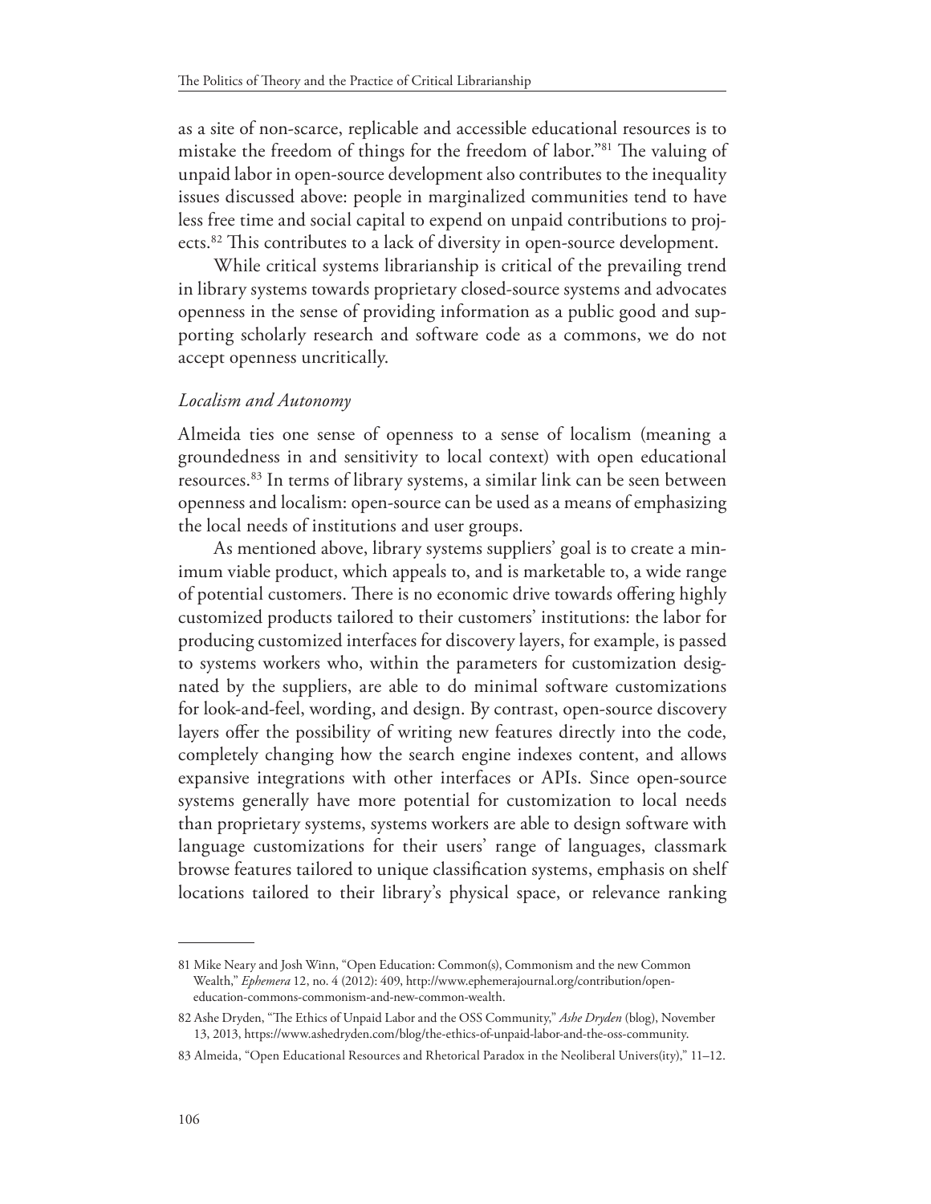as a site of non-scarce, replicable and accessible educational resources is to mistake the freedom of things for the freedom of labor."[81] The valuing of unpaid labor in open-source development also contributes to the inequality issues discussed above: people in marginalized communities tend to have less free time and social capital to expend on unpaid contributions to projects.[82] This contributes to a lack of diversity in open-source development.

While critical systems librarianship is critical of the prevailing trend in library systems towards proprietary closed-source systems and advocates openness in the sense of providing information as a public good and supporting scholarly research and software code as a commons, we do not accept openness uncritically.

### *Localism and Autonomy*

Almeida ties one sense of openness to a sense of localism (meaning a groundedness in and sensitivity to local context) with open educational resources.[83] In terms of library systems, a similar link can be seen between openness and localism: open-source can be used as a means of emphasizing the local needs of institutions and user groups.

As mentioned above, library systems suppliers' goal is to create a minimum viable product, which appeals to, and is marketable to, a wide range of potential customers. There is no economic drive towards offering highly customized products tailored to their customers' institutions: the labor for producing customized interfaces for discovery layers, for example, is passed to systems workers who, within the parameters for customization designated by the suppliers, are able to do minimal software customizations for look-and-feel, wording, and design. By contrast, open-source discovery layers offer the possibility of writing new features directly into the code, completely changing how the search engine indexes content, and allows expansive integrations with other interfaces or APIs. Since open-source systems generally have more potential for customization to local needs than proprietary systems, systems workers are able to design software with language customizations for their users' range of languages, classmark browse features tailored to unique classification systems, emphasis on shelf locations tailored to their library's physical space, or relevance ranking

---

81 Mike Neary and Josh Winn, "Open Education: Common(s), Commonism and the new Common Wealth," *Ephemera* 12, no. 4 (2012): 409, http://www.ephemerajournal.org/contribution/open-education-commons-commonism-and-new-common-wealth.

82 Ashe Dryden, "The Ethics of Unpaid Labor and the OSS Community," *Ashe Dryden* (blog), November 13, 2013, https://www.ashedryden.com/blog/the-ethics-of-unpaid-labor-and-the-oss-community.

83 Almeida, "Open Educational Resources and Rhetorical Paradox in the Neoliberal Univers(ity)," 11–12.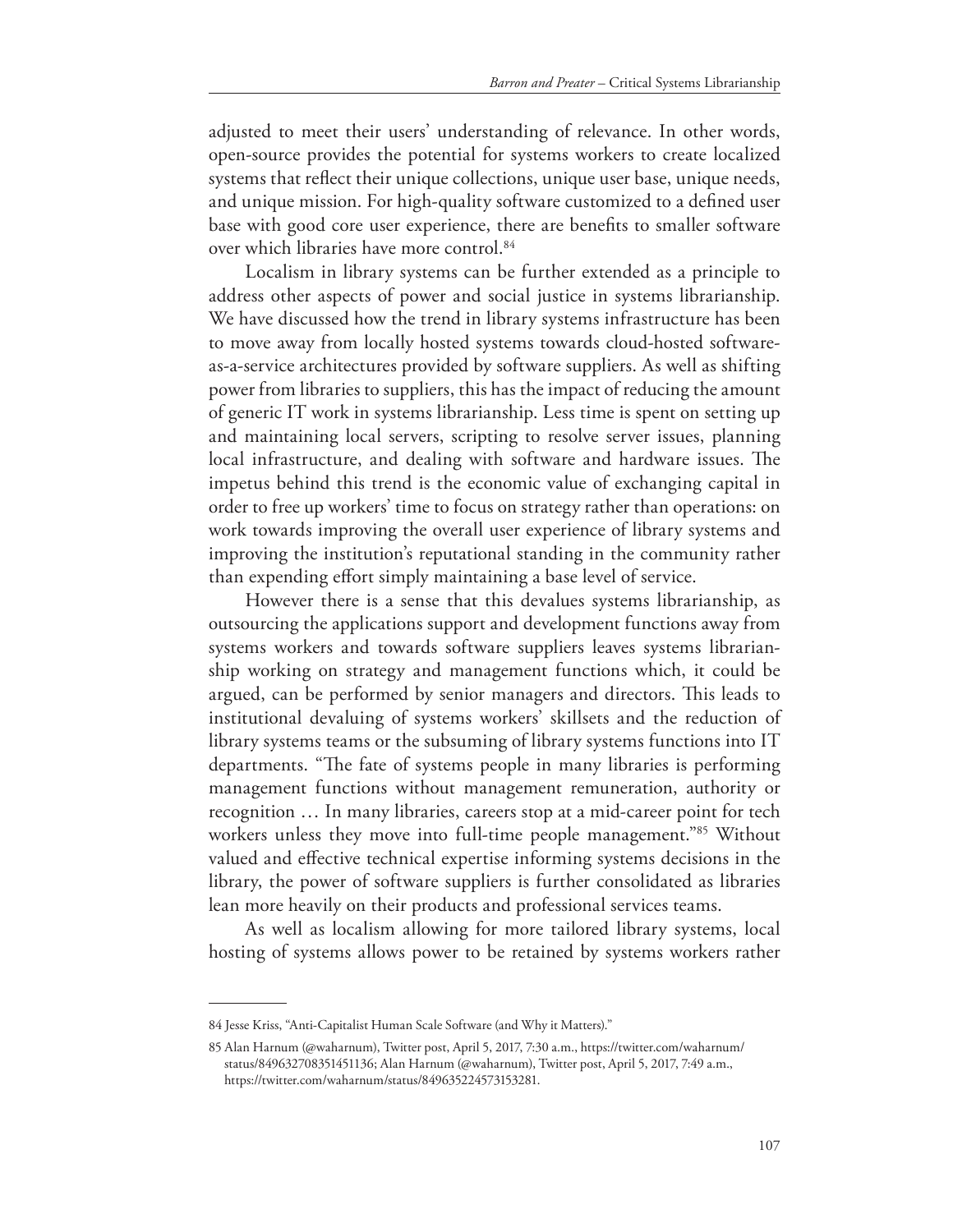adjusted to meet their users' understanding of relevance. In other words, open-source provides the potential for systems workers to create localized systems that reflect their unique collections, unique user base, unique needs, and unique mission. For high-quality software customized to a defined user base with good core user experience, there are benefits to smaller software over which libraries have more control.[84]

Localism in library systems can be further extended as a principle to address other aspects of power and social justice in systems librarianship. We have discussed how the trend in library systems infrastructure has been to move away from locally hosted systems towards cloud-hosted software-as-a-service architectures provided by software suppliers. As well as shifting power from libraries to suppliers, this has the impact of reducing the amount of generic IT work in systems librarianship. Less time is spent on setting up and maintaining local servers, scripting to resolve server issues, planning local infrastructure, and dealing with software and hardware issues. The impetus behind this trend is the economic value of exchanging capital in order to free up workers' time to focus on strategy rather than operations: on work towards improving the overall user experience of library systems and improving the institution's reputational standing in the community rather than expending effort simply maintaining a base level of service.

However there is a sense that this devalues systems librarianship, as outsourcing the applications support and development functions away from systems workers and towards software suppliers leaves systems librarianship working on strategy and management functions which, it could be argued, can be performed by senior managers and directors. This leads to institutional devaluing of systems workers' skillsets and the reduction of library systems teams or the subsuming of library systems functions into IT departments. "The fate of systems people in many libraries is performing management functions without management remuneration, authority or recognition … In many libraries, careers stop at a mid-career point for tech workers unless they move into full-time people management."[85] Without valued and effective technical expertise informing systems decisions in the library, the power of software suppliers is further consolidated as libraries lean more heavily on their products and professional services teams.

As well as localism allowing for more tailored library systems, local hosting of systems allows power to be retained by systems workers rather

---

84 Jesse Kriss, "Anti-Capitalist Human Scale Software (and Why it Matters)."

85 Alan Harnum (@waharnum), Twitter post, April 5, 2017, 7:30 a.m., https://twitter.com/waharnum/status/849632708351451136; Alan Harnum (@waharnum), Twitter post, April 5, 2017, 7:49 a.m., https://twitter.com/waharnum/status/849635224573153281.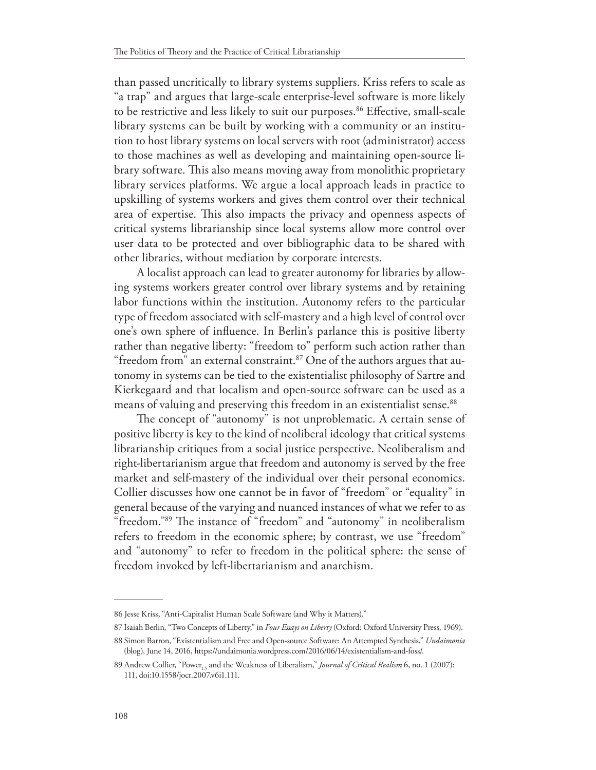than passed uncritically to library systems suppliers. Kriss refers to scale as "a trap" and argues that large-scale enterprise-level software is more likely to be restrictive and less likely to suit our purposes.[86] Effective, small-scale library systems can be built by working with a community or an institution to host library systems on local servers with root (administrator) access to those machines as well as developing and maintaining open-source library software. This also means moving away from monolithic proprietary library services platforms. We argue a local approach leads in practice to upskilling of systems workers and gives them control over their technical area of expertise. This also impacts the privacy and openness aspects of critical systems librarianship since local systems allow more control over user data to be protected and over bibliographic data to be shared with other libraries, without mediation by corporate interests.

A localist approach can lead to greater autonomy for libraries by allowing systems workers greater control over library systems and by retaining labor functions within the institution. Autonomy refers to the particular type of freedom associated with self-mastery and a high level of control over one's own sphere of influence. In Berlin's parlance this is positive liberty rather than negative liberty: "freedom to" perform such action rather than "freedom from" an external constraint.[87] One of the authors argues that autonomy in systems can be tied to the existentialist philosophy of Sartre and Kierkegaard and that localism and open-source software can be used as a means of valuing and preserving this freedom in an existentialist sense.[88]

The concept of "autonomy" is not unproblematic. A certain sense of positive liberty is key to the kind of neoliberal ideology that critical systems librarianship critiques from a social justice perspective. Neoliberalism and right-libertarianism argue that freedom and autonomy is served by the free market and self-mastery of the individual over their personal economics. Collier discusses how one cannot be in favor of "freedom" or "equality" in general because of the varying and nuanced instances of what we refer to as "freedom."[89] The instance of "freedom" and "autonomy" in neoliberalism refers to freedom in the economic sphere; by contrast, we use "freedom" and "autonomy" to refer to freedom in the political sphere: the sense of freedom invoked by left-libertarianism and anarchism.

---

86 Jesse Kriss, "Anti-Capitalist Human Scale Software (and Why it Matters)."

87 Isaiah Berlin, "Two Concepts of Liberty," in *Four Essays on Liberty* (Oxford: Oxford University Press, 1969).

88 Simon Barron, "Existentialism and Free and Open-source Software: An Attempted Synthesis," *Undaimonia* (blog), June 14, 2016, https://undaimonia.wordpress.com/2016/06/14/existentialism-and-foss/.

89 Andrew Collier, "Power$_{1.5}$ and the Weakness of Liberalism," *Journal of Critical Realism* 6, no. 1 (2007): 111, doi:10.1558/jocr.2007.v6i1.111.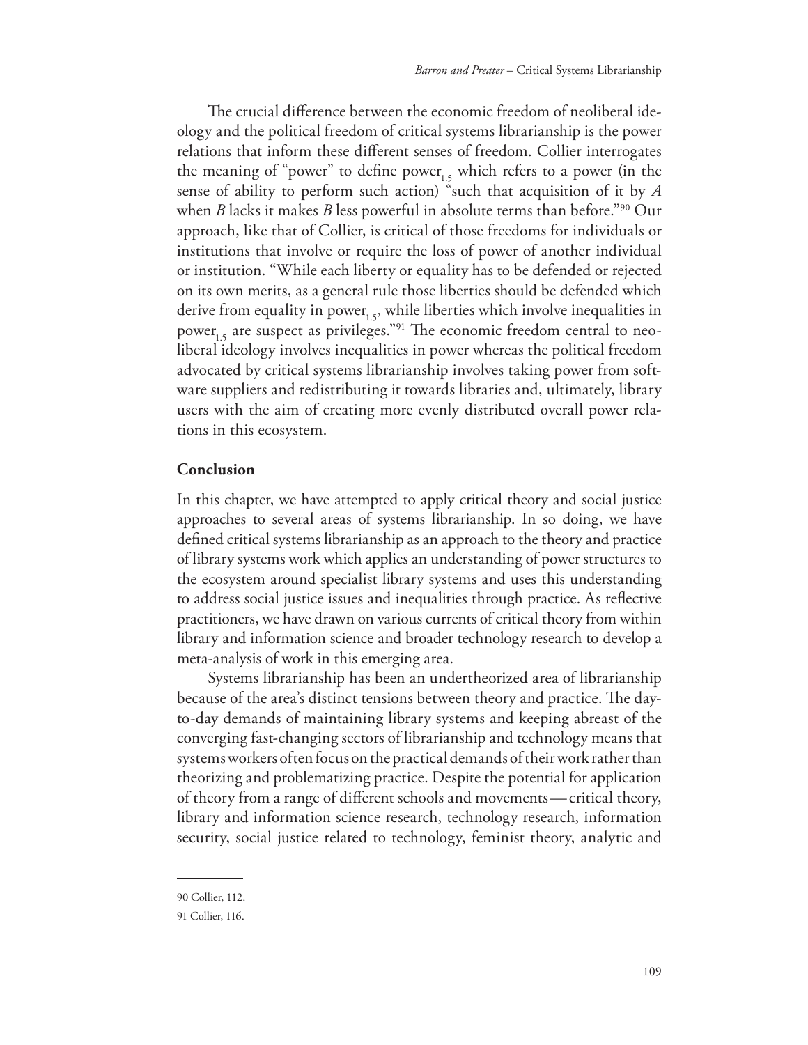The crucial difference between the economic freedom of neoliberal ideology and the political freedom of critical systems librarianship is the power relations that inform these different senses of freedom. Collier interrogates the meaning of "power" to define $\text{power}_{1.5}$ which refers to a power (in the sense of ability to perform such action) "such that acquisition of it by *A* when *B* lacks it makes *B* less powerful in absolute terms than before."[90] Our approach, like that of Collier, is critical of those freedoms for individuals or institutions that involve or require the loss of power of another individual or institution. "While each liberty or equality has to be defended or rejected on its own merits, as a general rule those liberties should be defended which derive from equality in $\text{power}_{1.5}$, while liberties which involve inequalities in $\text{power}_{1.5}$ are suspect as privileges."[91] The economic freedom central to neoliberal ideology involves inequalities in power whereas the political freedom advocated by critical systems librarianship involves taking power from software suppliers and redistributing it towards libraries and, ultimately, library users with the aim of creating more evenly distributed overall power relations in this ecosystem.

## Conclusion

In this chapter, we have attempted to apply critical theory and social justice approaches to several areas of systems librarianship. In so doing, we have defined critical systems librarianship as an approach to the theory and practice of library systems work which applies an understanding of power structures to the ecosystem around specialist library systems and uses this understanding to address social justice issues and inequalities through practice. As reflective practitioners, we have drawn on various currents of critical theory from within library and information science and broader technology research to develop a meta-analysis of work in this emerging area.

Systems librarianship has been an undertheorized area of librarianship because of the area's distinct tensions between theory and practice. The day-to-day demands of maintaining library systems and keeping abreast of the converging fast-changing sectors of librarianship and technology means that systems workers often focus on the practical demands of their work rather than theorizing and problematizing practice. Despite the potential for application of theory from a range of different schools and movements—critical theory, library and information science research, technology research, information security, social justice related to technology, feminist theory, analytic and

---

90 Collier, 112.

91 Collier, 116.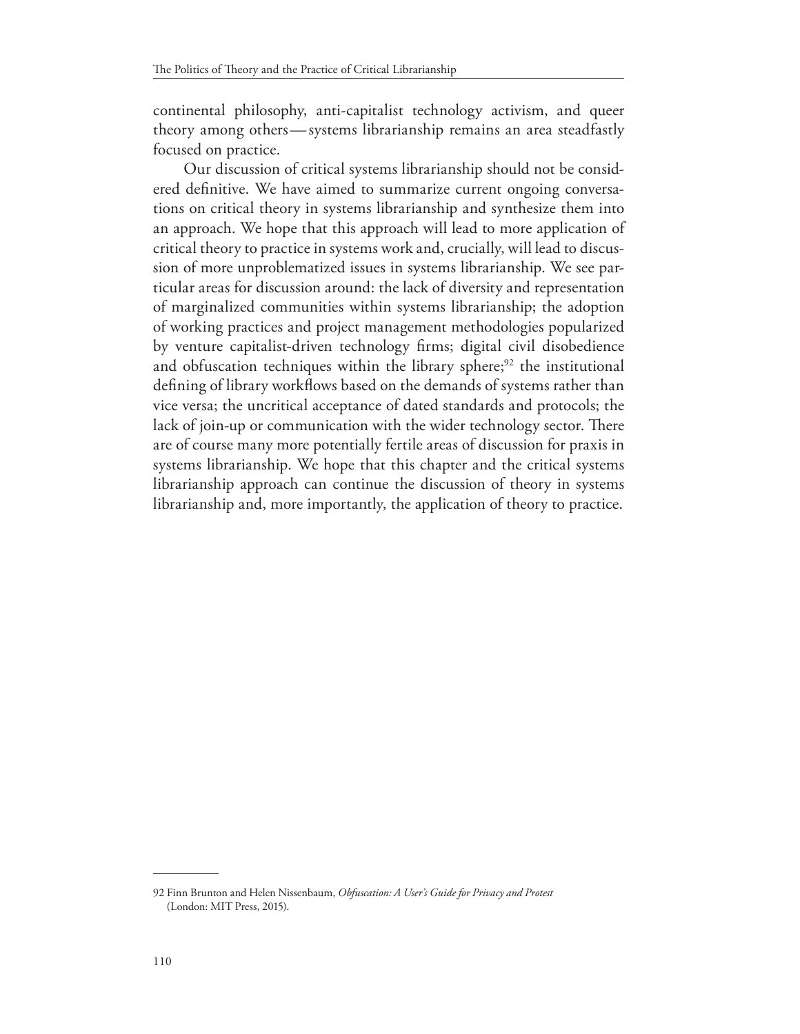continental philosophy, anti-capitalist technology activism, and queer theory among others—systems librarianship remains an area steadfastly focused on practice.

Our discussion of critical systems librarianship should not be considered definitive. We have aimed to summarize current ongoing conversations on critical theory in systems librarianship and synthesize them into an approach. We hope that this approach will lead to more application of critical theory to practice in systems work and, crucially, will lead to discussion of more unproblematized issues in systems librarianship. We see particular areas for discussion around: the lack of diversity and representation of marginalized communities within systems librarianship; the adoption of working practices and project management methodologies popularized by venture capitalist-driven technology firms; digital civil disobedience and obfuscation techniques within the library sphere;[92] the institutional defining of library workflows based on the demands of systems rather than vice versa; the uncritical acceptance of dated standards and protocols; the lack of join-up or communication with the wider technology sector. There are of course many more potentially fertile areas of discussion for praxis in systems librarianship. We hope that this chapter and the critical systems librarianship approach can continue the discussion of theory in systems librarianship and, more importantly, the application of theory to practice.

---

92 Finn Brunton and Helen Nissenbaum, *Obfuscation: A User's Guide for Privacy and Protest* (London: MIT Press, 2015).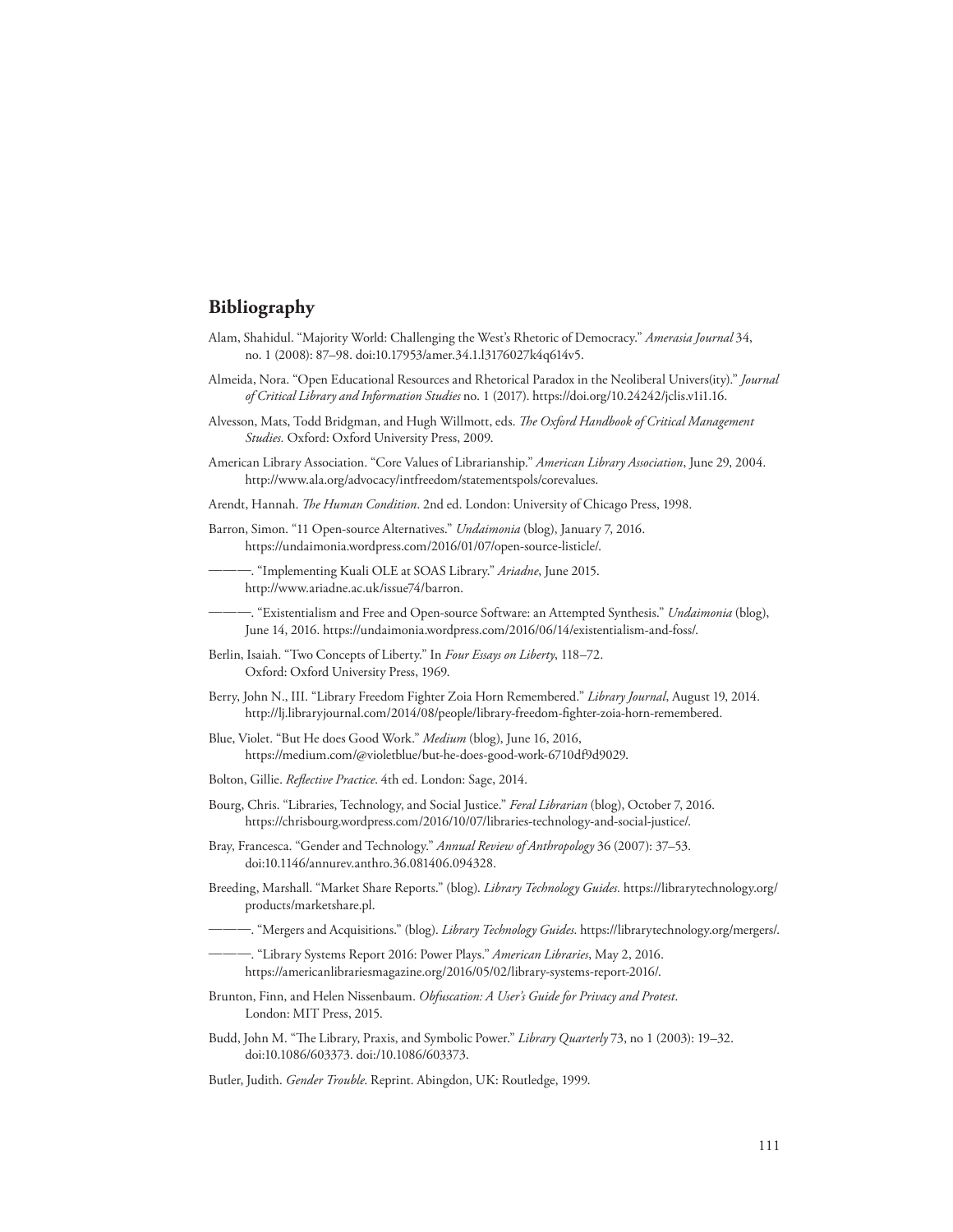## Bibliography

Alam, Shahidul. "Majority World: Challenging the West's Rhetoric of Democracy." *Amerasia Journal* 34, no. 1 (2008): 87–98. doi:10.17953/amer.34.1.l3176027k4q614v5.

Almeida, Nora. "Open Educational Resources and Rhetorical Paradox in the Neoliberal Univers(ity)." *Journal of Critical Library and Information Studies* no. 1 (2017). https://doi.org/10.24242/jclis.v1i1.16.

Alvesson, Mats, Todd Bridgman, and Hugh Willmott, eds. *The Oxford Handbook of Critical Management Studies.* Oxford: Oxford University Press, 2009.

American Library Association. "Core Values of Librarianship." *American Library Association*, June 29, 2004. http://www.ala.org/advocacy/intfreedom/statementspols/corevalues.

Arendt, Hannah. *The Human Condition*. 2nd ed. London: University of Chicago Press, 1998.

Barron, Simon. "11 Open-source Alternatives." *Undaimonia* (blog), January 7, 2016. https://undaimonia.wordpress.com/2016/01/07/open-source-listicle/.

———. "Implementing Kuali OLE at SOAS Library." *Ariadne*, June 2015. http://www.ariadne.ac.uk/issue74/barron.

———. "Existentialism and Free and Open-source Software: an Attempted Synthesis." *Undaimonia* (blog), June 14, 2016. https://undaimonia.wordpress.com/2016/06/14/existentialism-and-foss/.

Berlin, Isaiah. "Two Concepts of Liberty." In *Four Essays on Liberty*, 118–72. Oxford: Oxford University Press, 1969.

Berry, John N., III. "Library Freedom Fighter Zoia Horn Remembered." *Library Journal*, August 19, 2014. http://lj.libraryjournal.com/2014/08/people/library-freedom-fighter-zoia-horn-remembered.

Blue, Violet. "But He does Good Work." *Medium* (blog), June 16, 2016, https://medium.com/@violetblue/but-he-does-good-work-6710df9d9029.

Bolton, Gillie. *Reflective Practice*. 4th ed. London: Sage, 2014.

Bourg, Chris. "Libraries, Technology, and Social Justice." *Feral Librarian* (blog), October 7, 2016. https://chrisbourg.wordpress.com/2016/10/07/libraries-technology-and-social-justice/.

Bray, Francesca. "Gender and Technology." *Annual Review of Anthropology* 36 (2007): 37–53. doi:10.1146/annurev.anthro.36.081406.094328.

Breeding, Marshall. "Market Share Reports." (blog). *Library Technology Guides.* https://librarytechnology.org/products/marketshare.pl.

———. "Mergers and Acquisitions." (blog). *Library Technology Guides.* https://librarytechnology.org/mergers/.

———. "Library Systems Report 2016: Power Plays." *American Libraries*, May 2, 2016. https://americanlibrariesmagazine.org/2016/05/02/library-systems-report-2016/.

Brunton, Finn, and Helen Nissenbaum. *Obfuscation: A User's Guide for Privacy and Protest.* London: MIT Press, 2015.

Budd, John M. "The Library, Praxis, and Symbolic Power." *Library Quarterly* 73, no 1 (2003): 19–32. doi:10.1086/603373. doi:/10.1086/603373.

Butler, Judith. *Gender Trouble*. Reprint. Abingdon, UK: Routledge, 1999.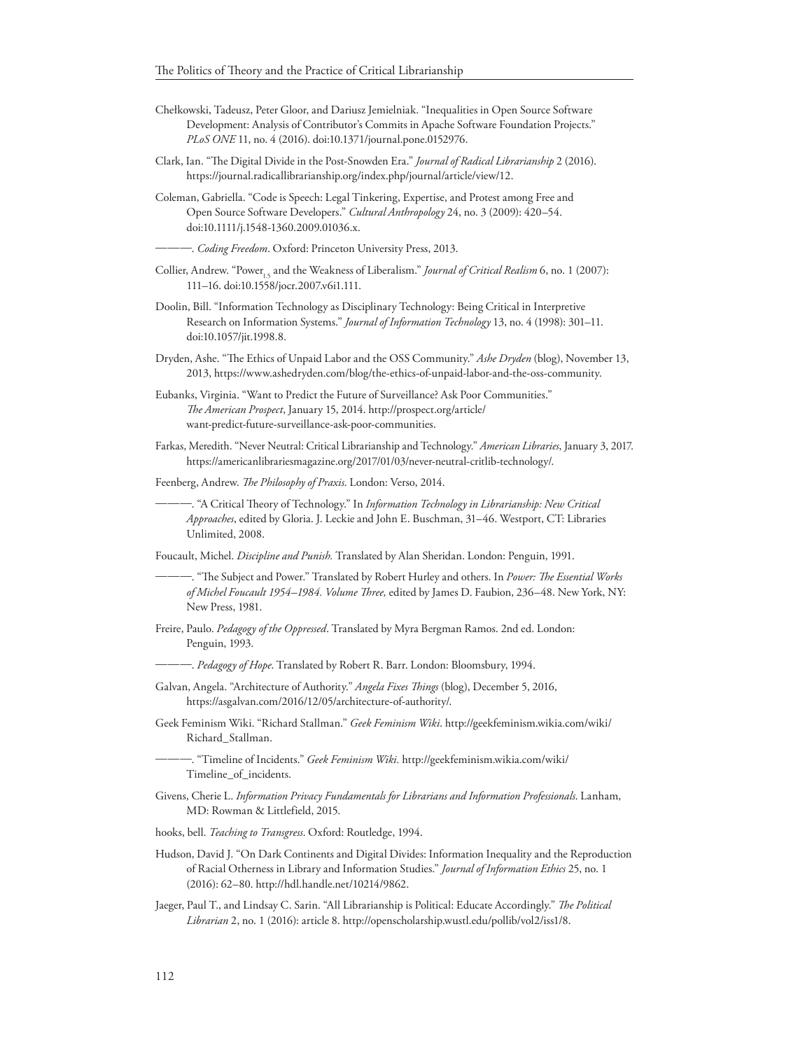Chełkowski, Tadeusz, Peter Gloor, and Dariusz Jemielniak. "Inequalities in Open Source Software Development: Analysis of Contributor's Commits in Apache Software Foundation Projects." *PLoS ONE* 11, no. 4 (2016). doi:10.1371/journal.pone.0152976.

Clark, Ian. "The Digital Divide in the Post-Snowden Era." *Journal of Radical Librarianship* 2 (2016). https://journal.radicallibrarianship.org/index.php/journal/article/view/12.

Coleman, Gabriella. "Code is Speech: Legal Tinkering, Expertise, and Protest among Free and Open Source Software Developers." *Cultural Anthropology* 24, no. 3 (2009): 420–54. doi:10.1111/j.1548-1360.2009.01036.x.

———. *Coding Freedom*. Oxford: Princeton University Press, 2013.

Collier, Andrew. "Power$_{1.5}$ and the Weakness of Liberalism." *Journal of Critical Realism* 6, no. 1 (2007): 111–16. doi:10.1558/jocr.2007.v6i1.111.

Doolin, Bill. "Information Technology as Disciplinary Technology: Being Critical in Interpretive Research on Information Systems." *Journal of Information Technology* 13, no. 4 (1998): 301–11. doi:10.1057/jit.1998.8.

Dryden, Ashe. "The Ethics of Unpaid Labor and the OSS Community." *Ashe Dryden* (blog), November 13, 2013, https://www.ashedryden.com/blog/the-ethics-of-unpaid-labor-and-the-oss-community.

Eubanks, Virginia. "Want to Predict the Future of Surveillance? Ask Poor Communities." *The American Prospect*, January 15, 2014. http://prospect.org/article/want-predict-future-surveillance-ask-poor-communities.

Farkas, Meredith. "Never Neutral: Critical Librarianship and Technology." *American Libraries*, January 3, 2017. https://americanlibrariesmagazine.org/2017/01/03/never-neutral-critlib-technology/.

Feenberg, Andrew. *The Philosophy of Praxis*. London: Verso, 2014.

———. "A Critical Theory of Technology." In *Information Technology in Librarianship: New Critical Approaches*, edited by Gloria. J. Leckie and John E. Buschman, 31–46. Westport, CT: Libraries Unlimited, 2008.

Foucault, Michel. *Discipline and Punish.* Translated by Alan Sheridan. London: Penguin, 1991.

———. "The Subject and Power." Translated by Robert Hurley and others. In *Power: The Essential Works of Michel Foucault 1954–1984. Volume Three,* edited by James D. Faubion, 236–48. New York, NY: New Press, 1981.

Freire, Paulo. *Pedagogy of the Oppressed*. Translated by Myra Bergman Ramos. 2nd ed. London: Penguin, 1993.

———. *Pedagogy of Hope*. Translated by Robert R. Barr. London: Bloomsbury, 1994.

Galvan, Angela. "Architecture of Authority." *Angela Fixes Things* (blog), December 5, 2016, https://asgalvan.com/2016/12/05/architecture-of-authority/.

Geek Feminism Wiki. "Richard Stallman." *Geek Feminism Wiki*. http://geekfeminism.wikia.com/wiki/Richard_Stallman.

———. "Timeline of Incidents." *Geek Feminism Wiki.* http://geekfeminism.wikia.com/wiki/Timeline_of_incidents.

Givens, Cherie L. *Information Privacy Fundamentals for Librarians and Information Professionals*. Lanham, MD: Rowman & Littlefield, 2015.

hooks, bell. *Teaching to Transgress*. Oxford: Routledge, 1994.

Hudson, David J. "On Dark Continents and Digital Divides: Information Inequality and the Reproduction of Racial Otherness in Library and Information Studies." *Journal of Information Ethics* 25, no. 1 (2016): 62–80. http://hdl.handle.net/10214/9862.

Jaeger, Paul T., and Lindsay C. Sarin. "All Librarianship is Political: Educate Accordingly." *The Political Librarian* 2, no. 1 (2016): article 8. http://openscholarship.wustl.edu/pollib/vol2/iss1/8.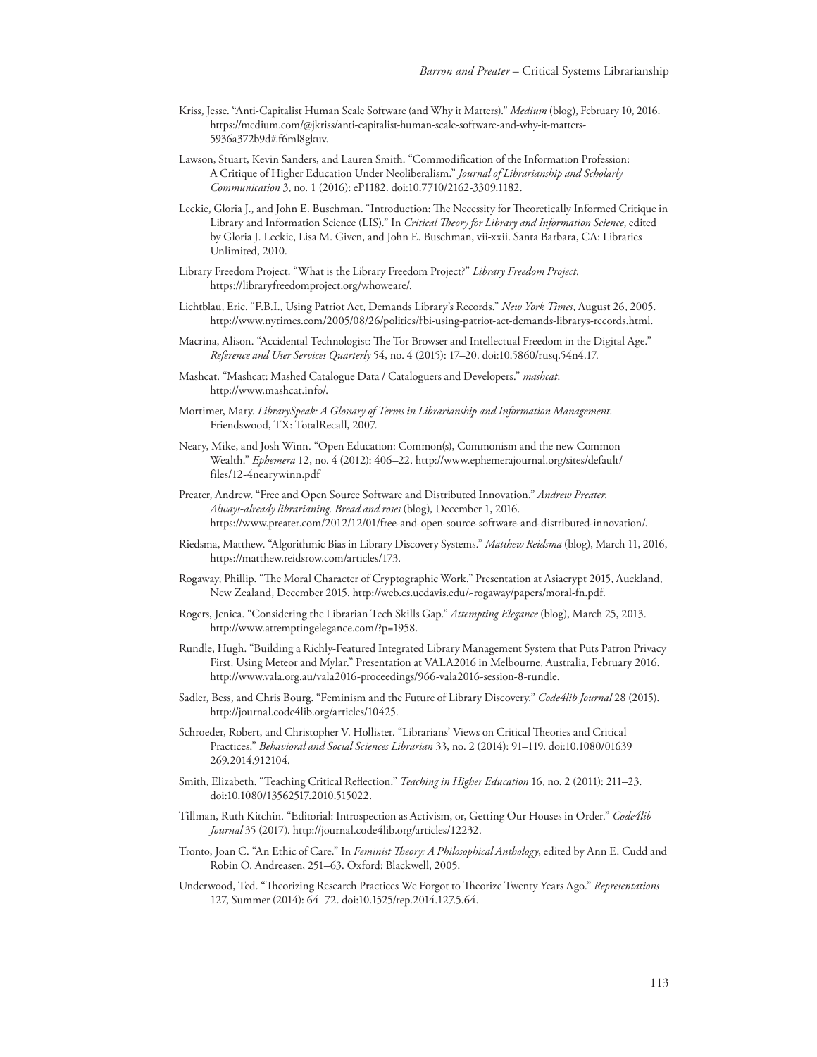Kriss, Jesse. "Anti-Capitalist Human Scale Software (and Why it Matters)." *Medium* (blog), February 10, 2016. https://medium.com/@jkriss/anti-capitalist-human-scale-software-and-why-it-matters-5936a372b9d#.f6ml8gkuv.

Lawson, Stuart, Kevin Sanders, and Lauren Smith. "Commodification of the Information Profession: A Critique of Higher Education Under Neoliberalism." *Journal of Librarianship and Scholarly Communication* 3, no. 1 (2016): eP1182. doi:10.7710/2162-3309.1182.

Leckie, Gloria J., and John E. Buschman. "Introduction: The Necessity for Theoretically Informed Critique in Library and Information Science (LIS)." In *Critical Theory for Library and Information Science*, edited by Gloria J. Leckie, Lisa M. Given, and John E. Buschman, vii-xxii. Santa Barbara, CA: Libraries Unlimited, 2010.

Library Freedom Project. "What is the Library Freedom Project?" *Library Freedom Project.* https://libraryfreedomproject.org/whoweare/.

Lichtblau, Eric. "F.B.I., Using Patriot Act, Demands Library's Records." *New York Times*, August 26, 2005. http://www.nytimes.com/2005/08/26/politics/fbi-using-patriot-act-demands-librarys-records.html.

Macrina, Alison. "Accidental Technologist: The Tor Browser and Intellectual Freedom in the Digital Age." *Reference and User Services Quarterly* 54, no. 4 (2015): 17–20. doi:10.5860/rusq.54n4.17.

Mashcat. "Mashcat: Mashed Catalogue Data / Cataloguers and Developers." *mashcat*. http://www.mashcat.info/.

Mortimer, Mary. *LibrarySpeak: A Glossary of Terms in Librarianship and Information Management*. Friendswood, TX: TotalRecall, 2007.

Neary, Mike, and Josh Winn. "Open Education: Common(s), Commonism and the new Common Wealth." *Ephemera* 12, no. 4 (2012): 406–22. http://www.ephemerajournal.org/sites/default/files/12-4nearywinn.pdf

Preater, Andrew. "Free and Open Source Software and Distributed Innovation." *Andrew Preater. Always-already librarianing. Bread and roses* (blog), December 1, 2016. https://www.preater.com/2012/12/01/free-and-open-source-software-and-distributed-innovation/.

Riedsma, Matthew. "Algorithmic Bias in Library Discovery Systems." *Matthew Reidsma* (blog), March 11, 2016, https://matthew.reidsrow.com/articles/173.

Rogaway, Phillip. "The Moral Character of Cryptographic Work." Presentation at Asiacrypt 2015, Auckland, New Zealand, December 2015. http://web.cs.ucdavis.edu/~rogaway/papers/moral-fn.pdf.

Rogers, Jenica. "Considering the Librarian Tech Skills Gap." *Attempting Elegance* (blog), March 25, 2013. http://www.attemptingelegance.com/?p=1958.

Rundle, Hugh. "Building a Richly-Featured Integrated Library Management System that Puts Patron Privacy First, Using Meteor and Mylar." Presentation at VALA2016 in Melbourne, Australia, February 2016. http://www.vala.org.au/vala2016-proceedings/966-vala2016-session-8-rundle.

Sadler, Bess, and Chris Bourg. "Feminism and the Future of Library Discovery." *Code4lib Journal* 28 (2015). http://journal.code4lib.org/articles/10425.

Schroeder, Robert, and Christopher V. Hollister. "Librarians' Views on Critical Theories and Critical Practices." *Behavioral and Social Sciences Librarian* 33, no. 2 (2014): 91–119. doi:10.1080/01639269.2014.912104.

Smith, Elizabeth. "Teaching Critical Reflection." *Teaching in Higher Education* 16, no. 2 (2011): 211–23. doi:10.1080/13562517.2010.515022.

Tillman, Ruth Kitchin. "Editorial: Introspection as Activism, or, Getting Our Houses in Order." *Code4lib Journal* 35 (2017). http://journal.code4lib.org/articles/12232.

Tronto, Joan C. "An Ethic of Care." In *Feminist Theory: A Philosophical Anthology*, edited by Ann E. Cudd and Robin O. Andreasen, 251–63. Oxford: Blackwell, 2005.

Underwood, Ted. "Theorizing Research Practices We Forgot to Theorize Twenty Years Ago." *Representations* 127, Summer (2014): 64–72. doi:10.1525/rep.2014.127.5.64.